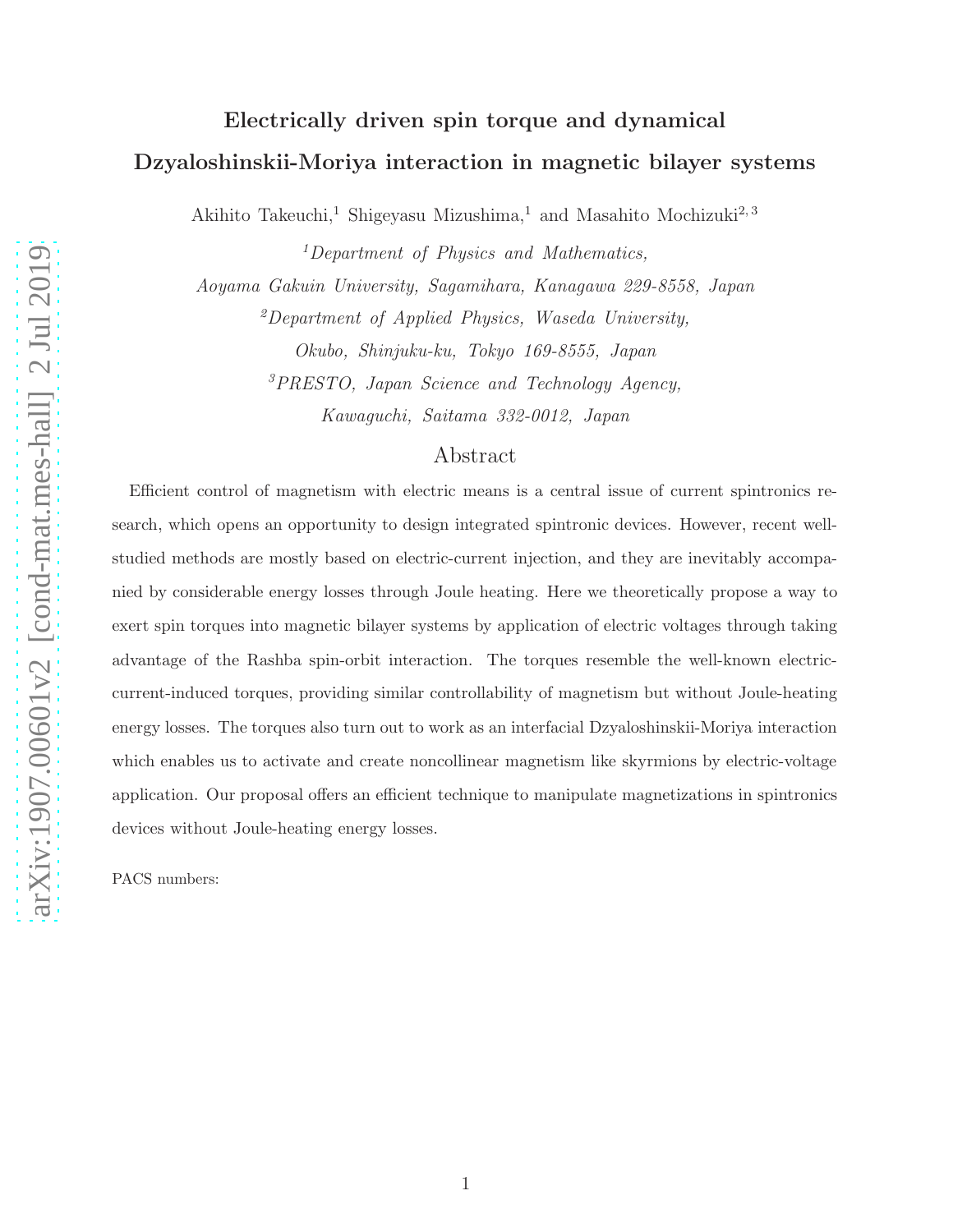# Electrically driven spin torque and dynamical Dzyaloshinskii-Moriya interaction in magnetic bilayer systems

Akihito Takeuchi,[1] Shigeyasu Mizushima,[1] and Masahito Mochizuki[2,3]

[1]*Department of Physics and Mathematics, Aoyama Gakuin University, Sagamihara, Kanagawa 229-8558, Japan*

[2]*Department of Applied Physics, Waseda University, Okubo, Shinjuku-ku, Tokyo 169-8555, Japan*

[3]*PRESTO, Japan Science and Technology Agency, Kawaguchi, Saitama 332-0012, Japan*

## Abstract

Efficient control of magnetism with electric means is a central issue of current spintronics research, which opens an opportunity to design integrated spintronic devices. However, recent well-studied methods are mostly based on electric-current injection, and they are inevitably accompanied by considerable energy losses through Joule heating. Here we theoretically propose a way to exert spin torques into magnetic bilayer systems by application of electric voltages through taking advantage of the Rashba spin-orbit interaction. The torques resemble the well-known electric-current-induced torques, providing similar controllability of magnetism but without Joule-heating energy losses. The torques also turn out to work as an interfacial Dzyaloshinskii-Moriya interaction which enables us to activate and create noncollinear magnetism like skyrmions by electric-voltage application. Our proposal offers an efficient technique to manipulate magnetizations in spintronics devices without Joule-heating energy losses.

PACS numbers: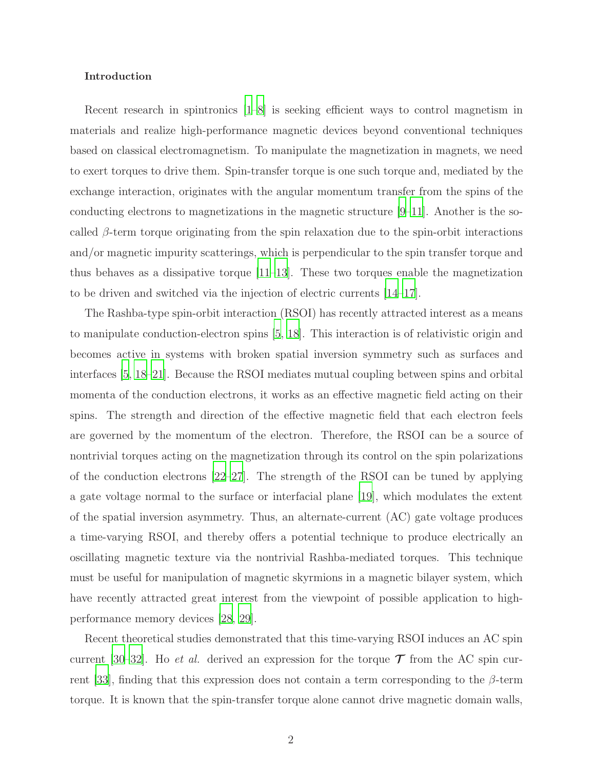### Introduction

Recent research in spintronics [1–8] is seeking efficient ways to control magnetism in materials and realize high-performance magnetic devices beyond conventional techniques based on classical electromagnetism. To manipulate the magnetization in magnets, we need to exert torques to drive them. Spin-transfer torque is one such torque and, mediated by the exchange interaction, originates with the angular momentum transfer from the spins of the conducting electrons to magnetizations in the magnetic structure [9–11]. Another is the so-called $\beta$-term torque originating from the spin relaxation due to the spin-orbit interactions and/or magnetic impurity scatterings, which is perpendicular to the spin transfer torque and thus behaves as a dissipative torque [11–13]. These two torques enable the magnetization to be driven and switched via the injection of electric currents [14–17].

The Rashba-type spin-orbit interaction (RSOI) has recently attracted interest as a means to manipulate conduction-electron spins [5, 18]. This interaction is of relativistic origin and becomes active in systems with broken spatial inversion symmetry such as surfaces and interfaces [5, 18–21]. Because the RSOI mediates mutual coupling between spins and orbital momenta of the conduction electrons, it works as an effective magnetic field acting on their spins. The strength and direction of the effective magnetic field that each electron feels are governed by the momentum of the electron. Therefore, the RSOI can be a source of nontrivial torques acting on the magnetization through its control on the spin polarizations of the conduction electrons [22–27]. The strength of the RSOI can be tuned by applying a gate voltage normal to the surface or interfacial plane [19], which modulates the extent of the spatial inversion asymmetry. Thus, an alternate-current (AC) gate voltage produces a time-varying RSOI, and thereby offers a potential technique to produce electrically an oscillating magnetic texture via the nontrivial Rashba-mediated torques. This technique must be useful for manipulation of magnetic skyrmions in a magnetic bilayer system, which have recently attracted great interest from the viewpoint of possible application to high-performance memory devices [28, 29].

Recent theoretical studies demonstrated that this time-varying RSOI induces an AC spin current [30–32]. Ho *et al.* derived an expression for the torque $\boldsymbol{\mathcal{T}}$ from the AC spin current [33], finding that this expression does not contain a term corresponding to the $\beta$-term torque. It is known that the spin-transfer torque alone cannot drive magnetic domain walls,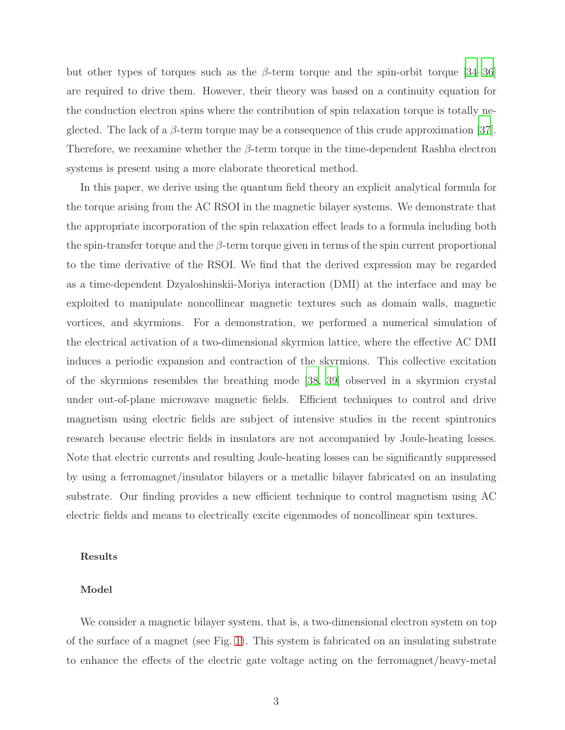but other types of torques such as the $\beta$-term torque and the spin-orbit torque [34–36] are required to drive them. However, their theory was based on a continuity equation for the conduction electron spins where the contribution of spin relaxation torque is totally neglected. The lack of a $\beta$-term torque may be a consequence of this crude approximation [37]. Therefore, we reexamine whether the $\beta$-term torque in the time-dependent Rashba electron systems is present using a more elaborate theoretical method.

In this paper, we derive using the quantum field theory an explicit analytical formula for the torque arising from the AC RSOI in the magnetic bilayer systems. We demonstrate that the appropriate incorporation of the spin relaxation effect leads to a formula including both the spin-transfer torque and the $\beta$-term torque given in terms of the spin current proportional to the time derivative of the RSOI. We find that the derived expression may be regarded as a time-dependent Dzyaloshinskii-Moriya interaction (DMI) at the interface and may be exploited to manipulate noncollinear magnetic textures such as domain walls, magnetic vortices, and skyrmions. For a demonstration, we performed a numerical simulation of the electrical activation of a two-dimensional skyrmion lattice, where the effective AC DMI induces a periodic expansion and contraction of the skyrmions. This collective excitation of the skyrmions resembles the breathing mode [38, 39] observed in a skyrmion crystal under out-of-plane microwave magnetic fields. Efficient techniques to control and drive magnetism using electric fields are subject of intensive studies in the recent spintronics research because electric fields in insulators are not accompanied by Joule-heating losses. Note that electric currents and resulting Joule-heating losses can be significantly suppressed by using a ferromagnet/insulator bilayers or a metallic bilayer fabricated on an insulating substrate. Our finding provides a new efficient technique to control magnetism using AC electric fields and means to electrically excite eigenmodes of noncollinear spin textures.

**Results**

**Model**

We consider a magnetic bilayer system, that is, a two-dimensional electron system on top of the surface of a magnet (see Fig. 1). This system is fabricated on an insulating substrate to enhance the effects of the electric gate voltage acting on the ferromagnet/heavy-metal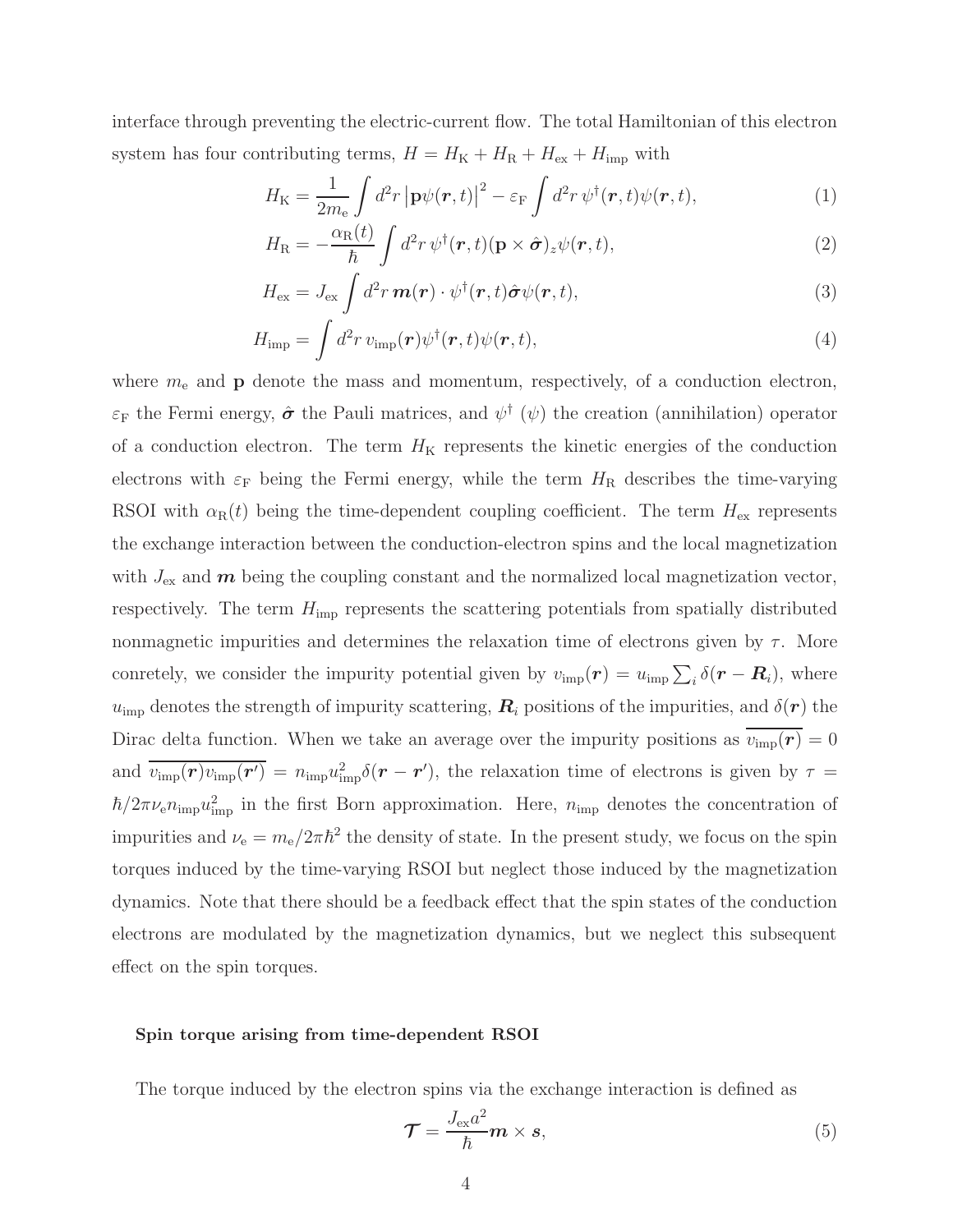interface through preventing the electric-current flow. The total Hamiltonian of this electron system has four contributing terms, $H = H_{\rm K} + H_{\rm R} + H_{\rm ex} + H_{\rm imp}$ with

$$H_{\rm K} = \frac{1}{2m_{\rm e}} \int d^2r \left|\mathbf{p}\psi(\boldsymbol{r},t)\right|^2 - \varepsilon_{\rm F} \int d^2r \, \psi^\dagger(\boldsymbol{r},t)\psi(\boldsymbol{r},t), \tag{1}$$

$$H_{\rm R} = -\frac{\alpha_{\rm R}(t)}{\hbar} \int d^2r \, \psi^\dagger(\boldsymbol{r},t)(\mathbf{p}\times\hat{\boldsymbol{\sigma}})_z\psi(\boldsymbol{r},t), \tag{2}$$

$$H_{\rm ex} = J_{\rm ex} \int d^2r \, \boldsymbol{m}(\boldsymbol{r})\cdot\psi^\dagger(\boldsymbol{r},t)\hat{\boldsymbol{\sigma}}\psi(\boldsymbol{r},t), \tag{3}$$

$$H_{\rm imp} = \int d^2r \, v_{\rm imp}(\boldsymbol{r})\psi^\dagger(\boldsymbol{r},t)\psi(\boldsymbol{r},t), \tag{4}$$

where $m_{\rm e}$ and $\mathbf{p}$ denote the mass and momentum, respectively, of a conduction electron, $\varepsilon_{\rm F}$ the Fermi energy, $\hat{\boldsymbol{\sigma}}$ the Pauli matrices, and $\psi^\dagger$ ($\psi$) the creation (annihilation) operator of a conduction electron. The term $H_{\rm K}$ represents the kinetic energies of the conduction electrons with $\varepsilon_{\rm F}$ being the Fermi energy, while the term $H_{\rm R}$ describes the time-varying RSOI with $\alpha_{\rm R}(t)$ being the time-dependent coupling coefficient. The term $H_{\rm ex}$ represents the exchange interaction between the conduction-electron spins and the local magnetization with $J_{\rm ex}$ and $\boldsymbol{m}$ being the coupling constant and the normalized local magnetization vector, respectively. The term $H_{\rm imp}$ represents the scattering potentials from spatially distributed nonmagnetic impurities and determines the relaxation time of electrons given by $\tau$. More conretely, we consider the impurity potential given by $v_{\rm imp}(\boldsymbol{r}) = u_{\rm imp}\sum_i \delta(\boldsymbol{r}-\boldsymbol{R}_i)$, where $u_{\rm imp}$ denotes the strength of impurity scattering, $\boldsymbol{R}_i$ positions of the impurities, and $\delta(\boldsymbol{r})$ the Dirac delta function. When we take an average over the impurity positions as $\overline{v_{\rm imp}(\boldsymbol{r})} = 0$ and $\overline{v_{\rm imp}(\boldsymbol{r})v_{\rm imp}(\boldsymbol{r'})} = n_{\rm imp}u_{\rm imp}^2\delta(\boldsymbol{r}-\boldsymbol{r}')$, the relaxation time of electrons is given by $\tau = \hbar/2\pi\nu_{\rm e}n_{\rm imp}u_{\rm imp}^2$ in the first Born approximation. Here, $n_{\rm imp}$ denotes the concentration of impurities and $\nu_{\rm e} = m_{\rm e}/2\pi\hbar^2$ the density of state. In the present study, we focus on the spin torques induced by the time-varying RSOI but neglect those induced by the magnetization dynamics. Note that there should be a feedback effect that the spin states of the conduction electrons are modulated by the magnetization dynamics, but we neglect this subsequent effect on the spin torques.

#### Spin torque arising from time-dependent RSOI

The torque induced by the electron spins via the exchange interaction is defined as

$$\boldsymbol{\mathcal{T}} = \frac{J_{\rm ex}a^2}{\hbar}\boldsymbol{m}\times\boldsymbol{s}, \tag{5}$$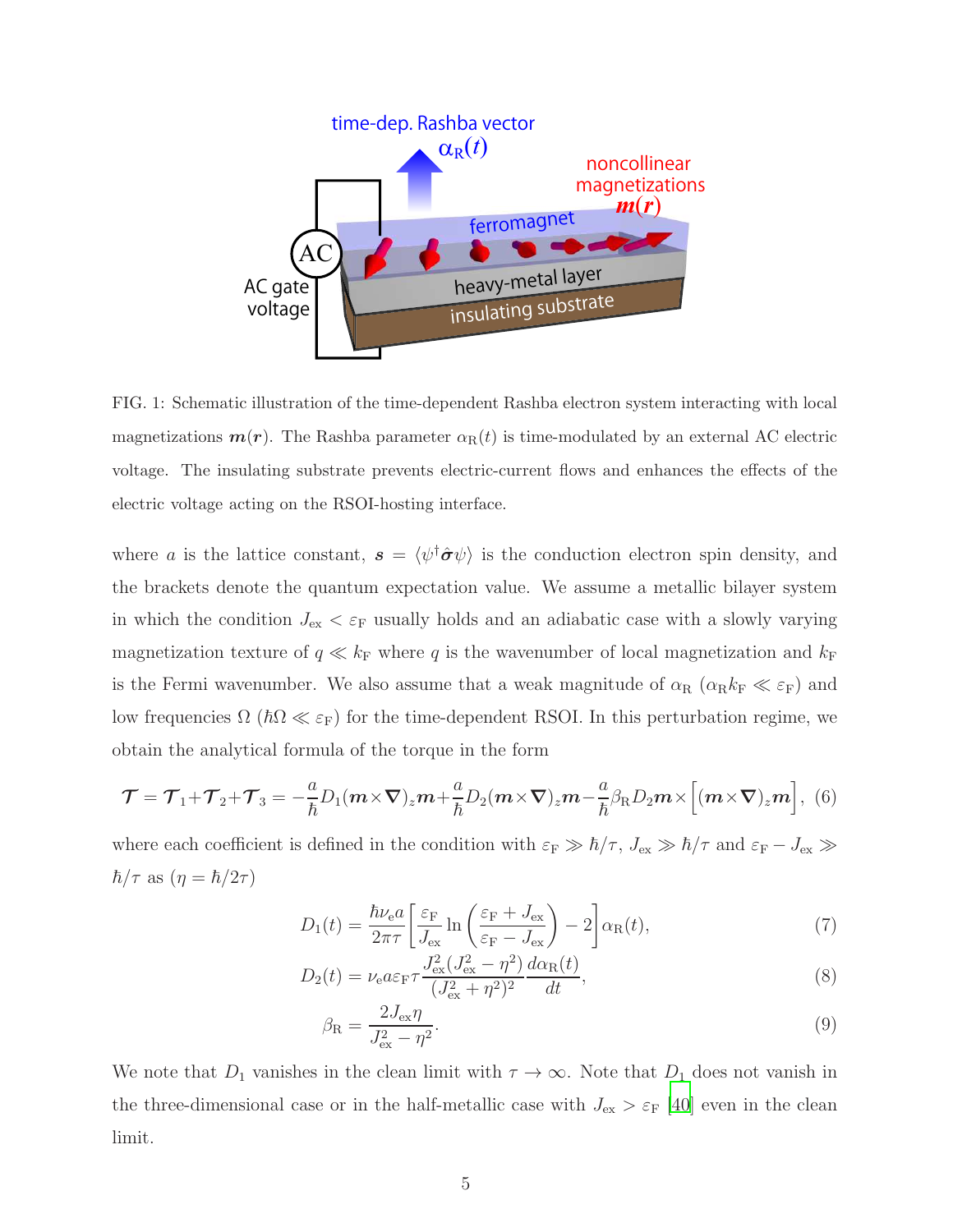FIG. 1: Schematic illustration of the time-dependent Rashba electron system interacting with local magnetizations $\boldsymbol{m}(\boldsymbol{r})$. The Rashba parameter $\alpha_{\rm R}(t)$ is time-modulated by an external AC electric voltage. The insulating substrate prevents electric-current flows and enhances the effects of the electric voltage acting on the RSOI-hosting interface.

where $a$ is the lattice constant, $\boldsymbol{s} = \langle \psi^\dagger \hat{\boldsymbol{\sigma}} \psi \rangle$ is the conduction electron spin density, and the brackets denote the quantum expectation value. We assume a metallic bilayer system in which the condition $J_{\rm ex} < \varepsilon_{\rm F}$ usually holds and an adiabatic case with a slowly varying magnetization texture of $q \ll k_{\rm F}$ where $q$ is the wavenumber of local magnetization and $k_{\rm F}$ is the Fermi wavenumber. We also assume that a weak magnitude of $\alpha_{\rm R}$ ($\alpha_{\rm R} k_{\rm F} \ll \varepsilon_{\rm F}$) and low frequencies $\Omega$ ($\hbar\Omega \ll \varepsilon_{\rm F}$) for the time-dependent RSOI. In this perturbation regime, we obtain the analytical formula of the torque in the form

$$\boldsymbol{\mathcal{T}} = \boldsymbol{\mathcal{T}}_1 + \boldsymbol{\mathcal{T}}_2 + \boldsymbol{\mathcal{T}}_3 = -\frac{a}{\hbar} D_1 (\boldsymbol{m} \times \boldsymbol{\nabla})_z \boldsymbol{m} + \frac{a}{\hbar} D_2 (\boldsymbol{m} \times \boldsymbol{\nabla})_z \boldsymbol{m} - \frac{a}{\hbar} \beta_{\rm R} D_2 \boldsymbol{m} \times \Big[ (\boldsymbol{m} \times \boldsymbol{\nabla})_z \boldsymbol{m} \Big], \quad (6)$$

where each coefficient is defined in the condition with $\varepsilon_{\rm F} \gg \hbar/\tau$, $J_{\rm ex} \gg \hbar/\tau$ and $\varepsilon_{\rm F} - J_{\rm ex} \gg \hbar/\tau$ as ($\eta = \hbar/2\tau$)

$$D_1(t) = \frac{\hbar \nu_{\rm e} a}{2\pi\tau} \left[ \frac{\varepsilon_{\rm F}}{J_{\rm ex}} \ln\left( \frac{\varepsilon_{\rm F} + J_{\rm ex}}{\varepsilon_{\rm F} - J_{\rm ex}} \right) - 2 \right] \alpha_{\rm R}(t), \quad (7)$$

$$D_2(t) = \nu_{\rm e} a \varepsilon_{\rm F} \tau \frac{J_{\rm ex}^2 (J_{\rm ex}^2 - \eta^2)}{(J_{\rm ex}^2 + \eta^2)^2} \frac{d\alpha_{\rm R}(t)}{dt}, \quad (8)$$

$$\beta_{\rm R} = \frac{2 J_{\rm ex} \eta}{J_{\rm ex}^2 - \eta^2}. \quad (9)$$

We note that $D_1$ vanishes in the clean limit with $\tau \to \infty$. Note that $D_1$ does not vanish in the three-dimensional case or in the half-metallic case with $J_{\rm ex} > \varepsilon_{\rm F}$ [40] even in the clean limit.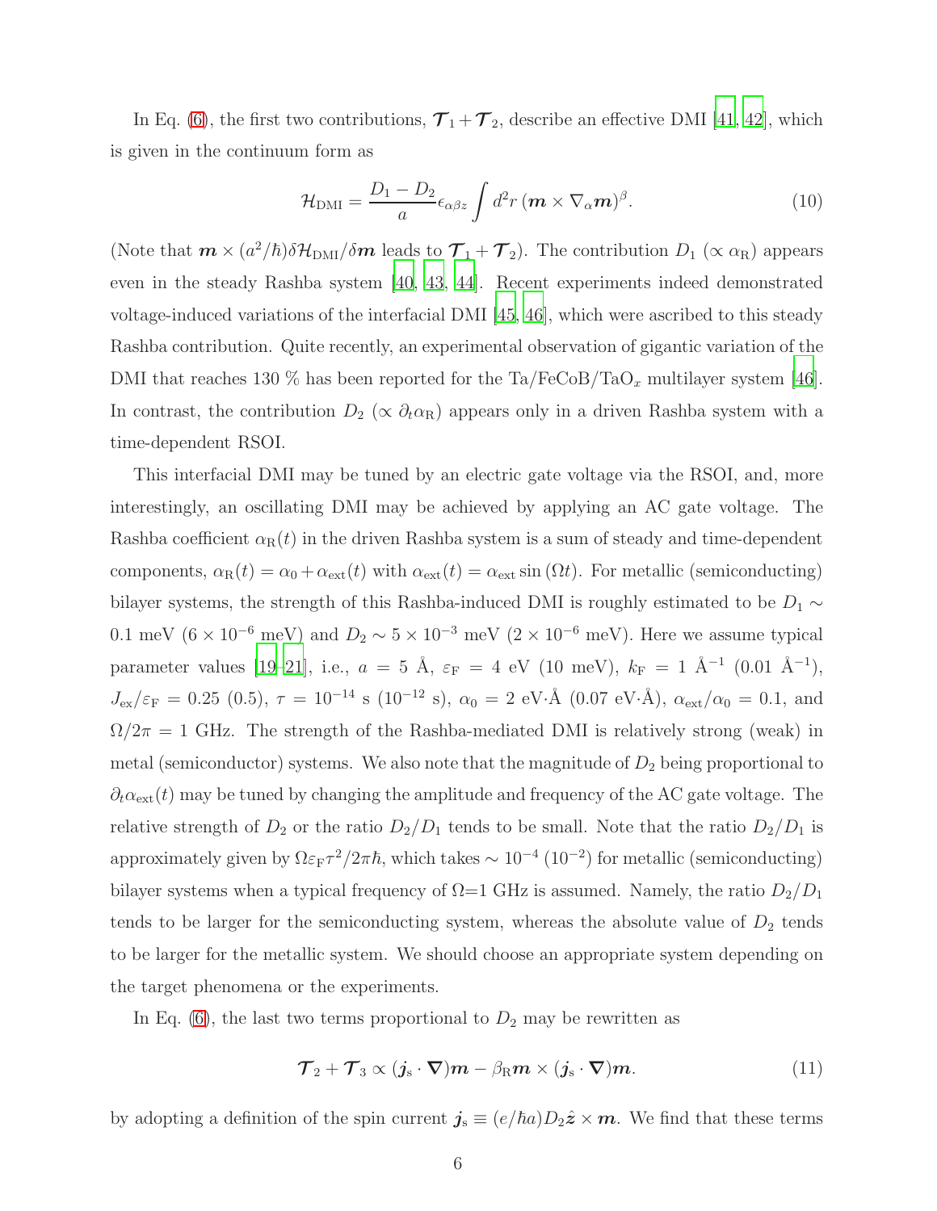In Eq. (6), the first two contributions, $\boldsymbol{\mathcal{T}}_1 + \boldsymbol{\mathcal{T}}_2$, describe an effective DMI [41, 42], which is given in the continuum form as

$$\mathcal{H}_{\rm DMI} = \frac{D_1 - D_2}{a}\epsilon_{\alpha\beta z}\int d^2r\,(\boldsymbol{m}\times\nabla_\alpha \boldsymbol{m})^\beta. \tag{10}$$

(Note that $\boldsymbol{m}\times(a^2/\hbar)\delta\mathcal{H}_{\rm DMI}/\delta\boldsymbol{m}$ leads to $\boldsymbol{\mathcal{T}}_1 + \boldsymbol{\mathcal{T}}_2$). The contribution $D_1$ ($\propto \alpha_{\rm R}$) appears even in the steady Rashba system [40, 43, 44]. Recent experiments indeed demonstrated voltage-induced variations of the interfacial DMI [45, 46], which were ascribed to this steady Rashba contribution. Quite recently, an experimental observation of gigantic variation of the DMI that reaches 130 % has been reported for the Ta/FeCoB/TaO$_x$ multilayer system [46]. In contrast, the contribution $D_2$ ($\propto \partial_t\alpha_{\rm R}$) appears only in a driven Rashba system with a time-dependent RSOI.

This interfacial DMI may be tuned by an electric gate voltage via the RSOI, and, more interestingly, an oscillating DMI may be achieved by applying an AC gate voltage. The Rashba coefficient $\alpha_{\rm R}(t)$ in the driven Rashba system is a sum of steady and time-dependent components, $\alpha_{\rm R}(t) = \alpha_0 + \alpha_{\rm ext}(t)$ with $\alpha_{\rm ext}(t) = \alpha_{\rm ext}\sin(\Omega t)$. For metallic (semiconducting) bilayer systems, the strength of this Rashba-induced DMI is roughly estimated to be $D_1 \sim 0.1$ meV ($6\times 10^{-6}$ meV) and $D_2 \sim 5\times 10^{-3}$ meV ($2\times 10^{-6}$ meV). Here we assume typical parameter values [19–21], i.e., $a = 5$ Å, $\varepsilon_{\rm F} = 4$ eV (10 meV), $k_{\rm F} = 1$ Å$^{-1}$ (0.01 Å$^{-1}$), $J_{\rm ex}/\varepsilon_{\rm F} = 0.25$ (0.5), $\tau = 10^{-14}$ s ($10^{-12}$ s), $\alpha_0 = 2$ eV·Å (0.07 eV·Å), $\alpha_{\rm ext}/\alpha_0 = 0.1$, and $\Omega/2\pi = 1$ GHz. The strength of the Rashba-mediated DMI is relatively strong (weak) in metal (semiconductor) systems. We also note that the magnitude of $D_2$ being proportional to $\partial_t\alpha_{\rm ext}(t)$ may be tuned by changing the amplitude and frequency of the AC gate voltage. The relative strength of $D_2$ or the ratio $D_2/D_1$ tends to be small. Note that the ratio $D_2/D_1$ is approximately given by $\Omega\varepsilon_{\rm F}\tau^2/2\pi\hbar$, which takes $\sim 10^{-4}$ ($10^{-2}$) for metallic (semiconducting) bilayer systems when a typical frequency of $\Omega$=1 GHz is assumed. Namely, the ratio $D_2/D_1$ tends to be larger for the semiconducting system, whereas the absolute value of $D_2$ tends to be larger for the metallic system. We should choose an appropriate system depending on the target phenomena or the experiments.

In Eq. (6), the last two terms proportional to $D_2$ may be rewritten as

$$\boldsymbol{\mathcal{T}}_2 + \boldsymbol{\mathcal{T}}_3 \propto (\boldsymbol{j}_{\rm s}\cdot\boldsymbol{\nabla})\boldsymbol{m} - \beta_{\rm R}\boldsymbol{m}\times(\boldsymbol{j}_{\rm s}\cdot\boldsymbol{\nabla})\boldsymbol{m}. \tag{11}$$

by adopting a definition of the spin current $\boldsymbol{j}_{\rm s} \equiv (e/\hbar a)D_2\hat{\boldsymbol{z}}\times\boldsymbol{m}$. We find that these terms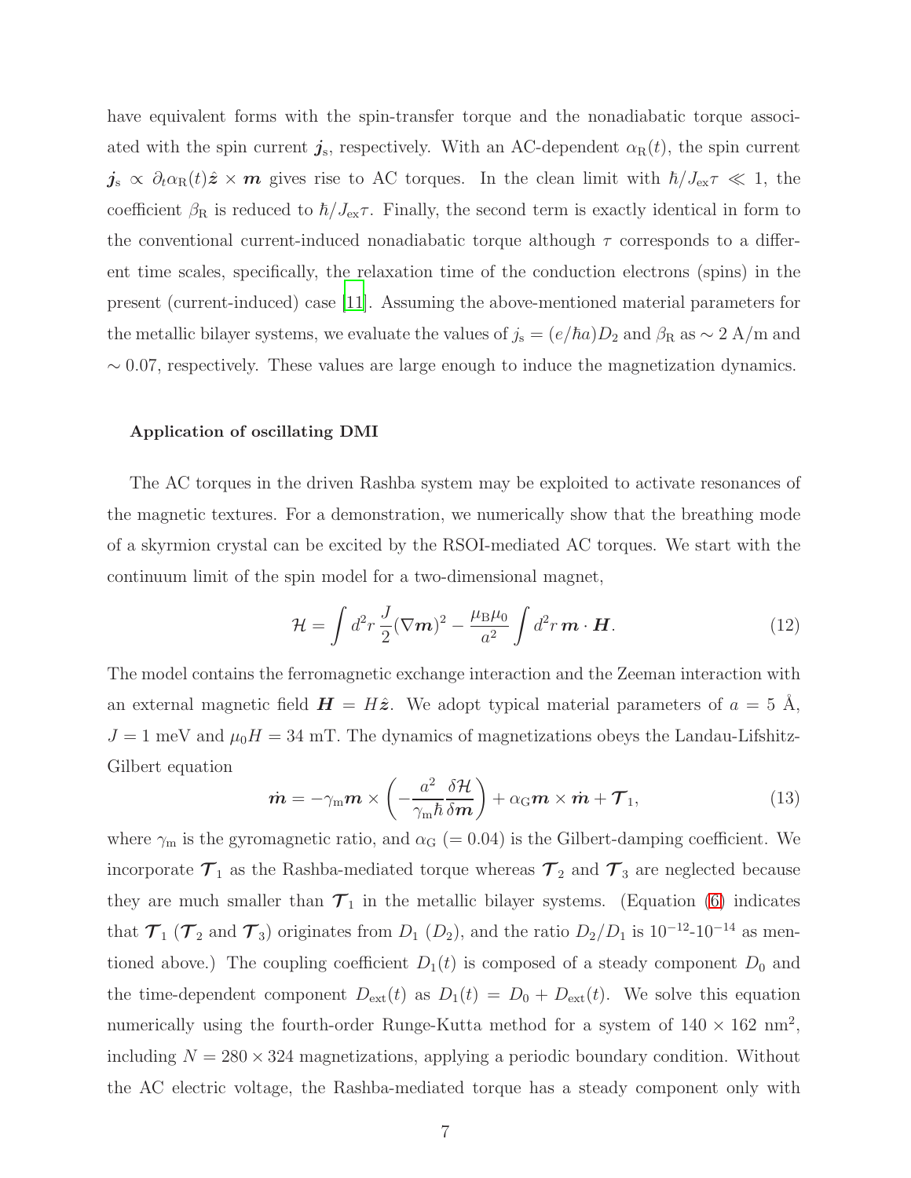have equivalent forms with the spin-transfer torque and the nonadiabatic torque associated with the spin current $\boldsymbol{j}_{\rm s}$, respectively. With an AC-dependent $\alpha_{\rm R}(t)$, the spin current $\boldsymbol{j}_{\rm s} \propto \partial_t \alpha_{\rm R}(t)\hat{\boldsymbol{z}} \times \boldsymbol{m}$ gives rise to AC torques. In the clean limit with $\hbar/J_{\rm ex}\tau \ll 1$, the coefficient $\beta_{\rm R}$ is reduced to $\hbar/J_{\rm ex}\tau$. Finally, the second term is exactly identical in form to the conventional current-induced nonadiabatic torque although $\tau$ corresponds to a different time scales, specifically, the relaxation time of the conduction electrons (spins) in the present (current-induced) case [11]. Assuming the above-mentioned material parameters for the metallic bilayer systems, we evaluate the values of $j_{\rm s} = (e/\hbar a)D_2$ and $\beta_{\rm R}$ as $\sim 2$ A/m and $\sim 0.07$, respectively. These values are large enough to induce the magnetization dynamics.

#### Application of oscillating DMI

The AC torques in the driven Rashba system may be exploited to activate resonances of the magnetic textures. For a demonstration, we numerically show that the breathing mode of a skyrmion crystal can be excited by the RSOI-mediated AC torques. We start with the continuum limit of the spin model for a two-dimensional magnet,

$$\mathcal{H} = \int d^2r \, \frac{J}{2}(\nabla \boldsymbol{m})^2 - \frac{\mu_{\rm B}\mu_0}{a^2}\int d^2r \, \boldsymbol{m}\cdot\boldsymbol{H}. \tag{12}$$

The model contains the ferromagnetic exchange interaction and the Zeeman interaction with an external magnetic field $\boldsymbol{H} = H\hat{\boldsymbol{z}}$. We adopt typical material parameters of $a = 5$ Å, $J = 1$ meV and $\mu_0 H = 34$ mT. The dynamics of magnetizations obeys the Landau-Lifshitz-Gilbert equation

$$\dot{\boldsymbol{m}} = -\gamma_{\rm m}\boldsymbol{m} \times \left(-\frac{a^2}{\gamma_{\rm m}\hbar}\frac{\delta \mathcal{H}}{\delta \boldsymbol{m}}\right) + \alpha_{\rm G}\boldsymbol{m}\times\dot{\boldsymbol{m}} + \boldsymbol{\mathcal{T}}_1, \tag{13}$$

where $\gamma_{\rm m}$ is the gyromagnetic ratio, and $\alpha_{\rm G}$ ($= 0.04$) is the Gilbert-damping coefficient. We incorporate $\boldsymbol{\mathcal{T}}_1$ as the Rashba-mediated torque whereas $\boldsymbol{\mathcal{T}}_2$ and $\boldsymbol{\mathcal{T}}_3$ are neglected because they are much smaller than $\boldsymbol{\mathcal{T}}_1$ in the metallic bilayer systems. (Equation (6) indicates that $\boldsymbol{\mathcal{T}}_1$ ($\boldsymbol{\mathcal{T}}_2$ and $\boldsymbol{\mathcal{T}}_3$) originates from $D_1$ ($D_2$), and the ratio $D_2/D_1$ is $10^{-12}$-$10^{-14}$ as mentioned above.) The coupling coefficient $D_1(t)$ is composed of a steady component $D_0$ and the time-dependent component $D_{\rm ext}(t)$ as $D_1(t) = D_0 + D_{\rm ext}(t)$. We solve this equation numerically using the fourth-order Runge-Kutta method for a system of $140 \times 162$ nm$^2$, including $N = 280 \times 324$ magnetizations, applying a periodic boundary condition. Without the AC electric voltage, the Rashba-mediated torque has a steady component only with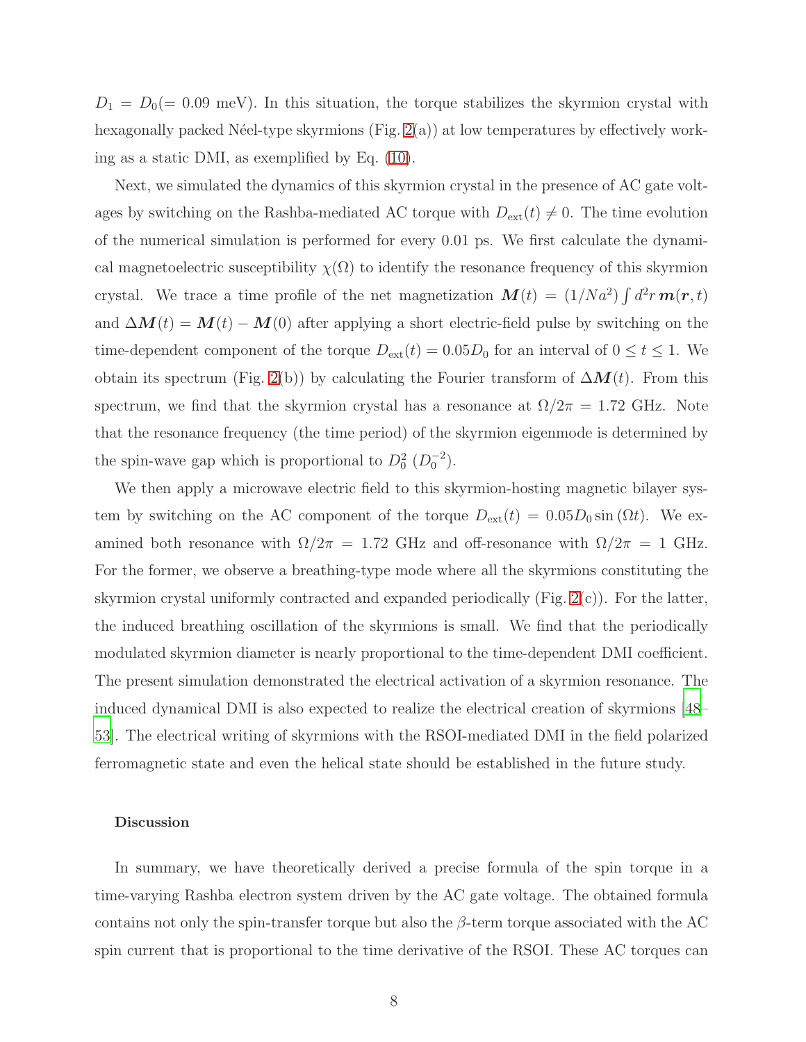$D_1 = D_0 (= 0.09$ meV). In this situation, the torque stabilizes the skyrmion crystal with hexagonally packed Néel-type skyrmions (Fig. 2(a)) at low temperatures by effectively working as a static DMI, as exemplified by Eq. (10).

Next, we simulated the dynamics of this skyrmion crystal in the presence of AC gate voltages by switching on the Rashba-mediated AC torque with $D_{\rm ext}(t) \neq 0$. The time evolution of the numerical simulation is performed for every 0.01 ps. We first calculate the dynamical magnetoelectric susceptibility $\chi(\Omega)$ to identify the resonance frequency of this skyrmion crystal. We trace a time profile of the net magnetization $\boldsymbol{M}(t) = (1/Na^2) \int d^2r\, \boldsymbol{m}(\boldsymbol{r}, t)$ and $\Delta \boldsymbol{M}(t) = \boldsymbol{M}(t) - \boldsymbol{M}(0)$ after applying a short electric-field pulse by switching on the time-dependent component of the torque $D_{\rm ext}(t) = 0.05 D_0$ for an interval of $0 \leq t \leq 1$. We obtain its spectrum (Fig. 2(b)) by calculating the Fourier transform of $\Delta \boldsymbol{M}(t)$. From this spectrum, we find that the skyrmion crystal has a resonance at $\Omega/2\pi = 1.72$ GHz. Note that the resonance frequency (the time period) of the skyrmion eigenmode is determined by the spin-wave gap which is proportional to $D_0^2$ ($D_0^{-2}$).

We then apply a microwave electric field to this skyrmion-hosting magnetic bilayer system by switching on the AC component of the torque $D_{\rm ext}(t) = 0.05 D_0 \sin(\Omega t)$. We examined both resonance with $\Omega/2\pi = 1.72$ GHz and off-resonance with $\Omega/2\pi = 1$ GHz. For the former, we observe a breathing-type mode where all the skyrmions constituting the skyrmion crystal uniformly contracted and expanded periodically (Fig. 2(c)). For the latter, the induced breathing oscillation of the skyrmions is small. We find that the periodically modulated skyrmion diameter is nearly proportional to the time-dependent DMI coefficient. The present simulation demonstrated the electrical activation of a skyrmion resonance. The induced dynamical DMI is also expected to realize the electrical creation of skyrmions [48–53]. The electrical writing of skyrmions with the RSOI-mediated DMI in the field polarized ferromagnetic state and even the helical state should be established in the future study.

#### Discussion

In summary, we have theoretically derived a precise formula of the spin torque in a time-varying Rashba electron system driven by the AC gate voltage. The obtained formula contains not only the spin-transfer torque but also the $\beta$-term torque associated with the AC spin current that is proportional to the time derivative of the RSOI. These AC torques can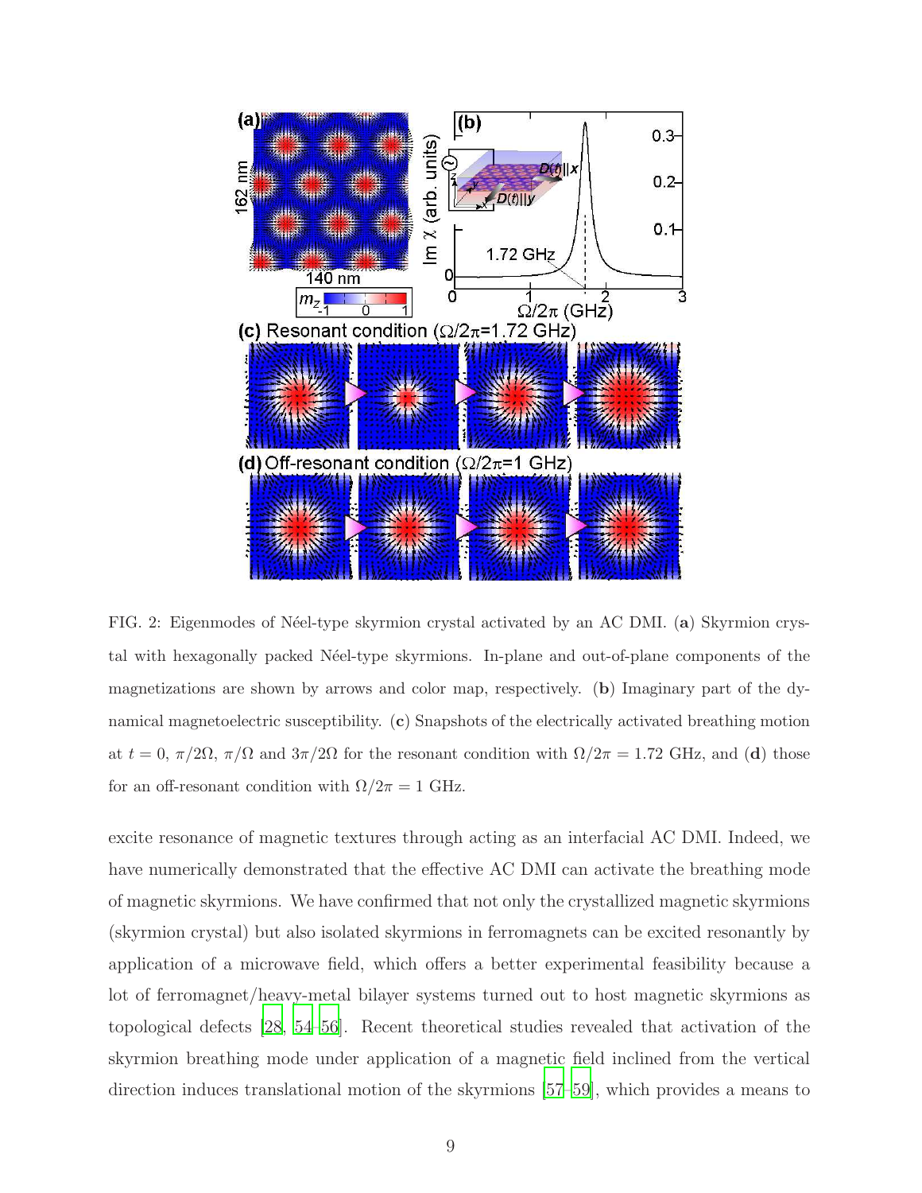FIG. 2: Eigenmodes of Néel-type skyrmion crystal activated by an AC DMI. (**a**) Skyrmion crystal with hexagonally packed Néel-type skyrmions. In-plane and out-of-plane components of the magnetizations are shown by arrows and color map, respectively. (**b**) Imaginary part of the dynamical magnetoelectric susceptibility. (**c**) Snapshots of the electrically activated breathing motion at $t = 0$, $\pi/2\Omega$, $\pi/\Omega$ and $3\pi/2\Omega$ for the resonant condition with $\Omega/2\pi = 1.72$ GHz, and (**d**) those for an off-resonant condition with $\Omega/2\pi = 1$ GHz.

excite resonance of magnetic textures through acting as an interfacial AC DMI. Indeed, we have numerically demonstrated that the effective AC DMI can activate the breathing mode of magnetic skyrmions. We have confirmed that not only the crystallized magnetic skyrmions (skyrmion crystal) but also isolated skyrmions in ferromagnets can be excited resonantly by application of a microwave field, which offers a better experimental feasibility because a lot of ferromagnet/heavy-metal bilayer systems turned out to host magnetic skyrmions as topological defects [28, 54–56]. Recent theoretical studies revealed that activation of the skyrmion breathing mode under application of a magnetic field inclined from the vertical direction induces translational motion of the skyrmions [57–59], which provides a means to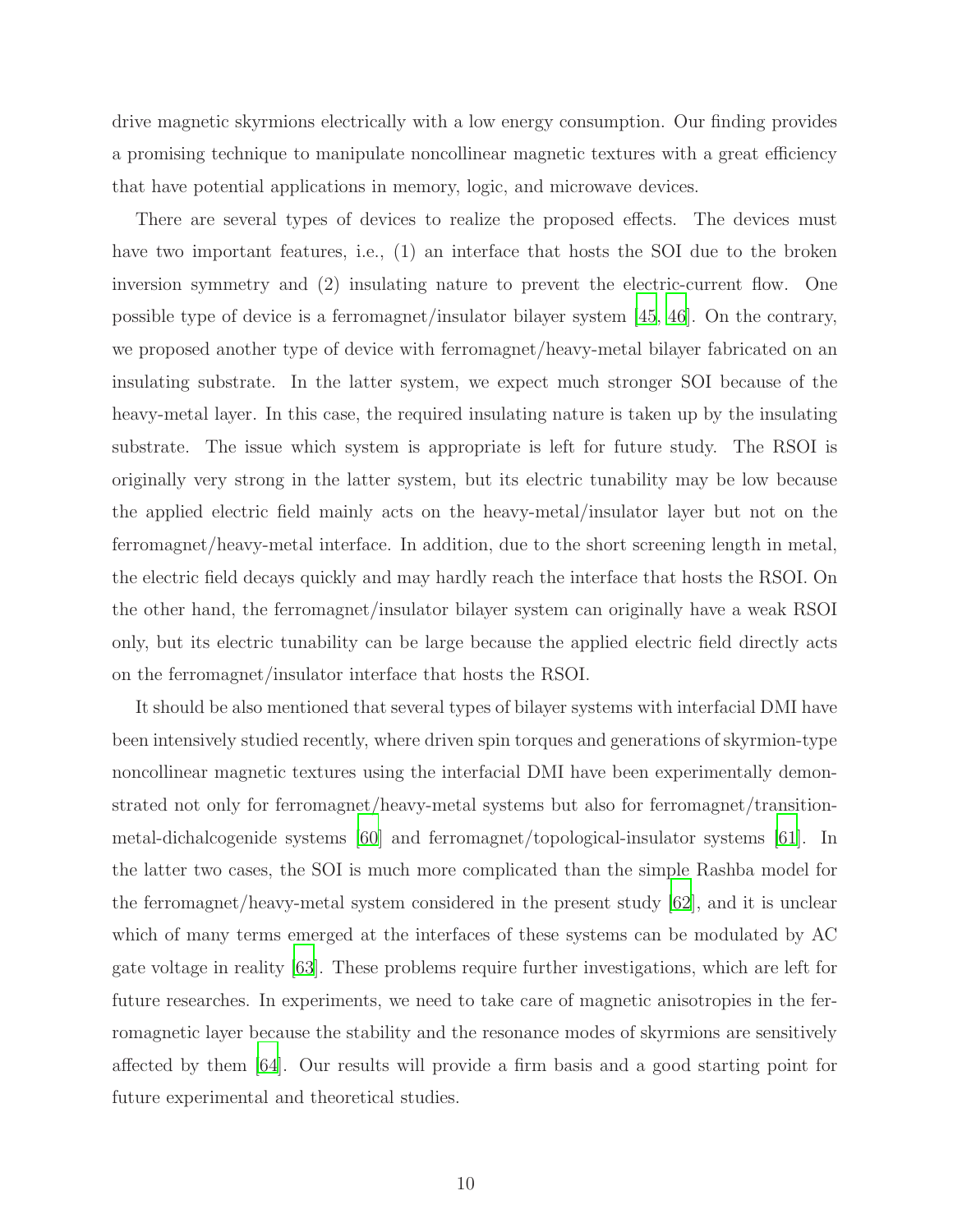drive magnetic skyrmions electrically with a low energy consumption. Our finding provides a promising technique to manipulate noncollinear magnetic textures with a great efficiency that have potential applications in memory, logic, and microwave devices.

There are several types of devices to realize the proposed effects. The devices must have two important features, i.e., (1) an interface that hosts the SOI due to the broken inversion symmetry and (2) insulating nature to prevent the electric-current flow. One possible type of device is a ferromagnet/insulator bilayer system [45, 46]. On the contrary, we proposed another type of device with ferromagnet/heavy-metal bilayer fabricated on an insulating substrate. In the latter system, we expect much stronger SOI because of the heavy-metal layer. In this case, the required insulating nature is taken up by the insulating substrate. The issue which system is appropriate is left for future study. The RSOI is originally very strong in the latter system, but its electric tunability may be low because the applied electric field mainly acts on the heavy-metal/insulator layer but not on the ferromagnet/heavy-metal interface. In addition, due to the short screening length in metal, the electric field decays quickly and may hardly reach the interface that hosts the RSOI. On the other hand, the ferromagnet/insulator bilayer system can originally have a weak RSOI only, but its electric tunability can be large because the applied electric field directly acts on the ferromagnet/insulator interface that hosts the RSOI.

It should be also mentioned that several types of bilayer systems with interfacial DMI have been intensively studied recently, where driven spin torques and generations of skyrmion-type noncollinear magnetic textures using the interfacial DMI have been experimentally demonstrated not only for ferromagnet/heavy-metal systems but also for ferromagnet/transition-metal-dichalcogenide systems [60] and ferromagnet/topological-insulator systems [61]. In the latter two cases, the SOI is much more complicated than the simple Rashba model for the ferromagnet/heavy-metal system considered in the present study [62], and it is unclear which of many terms emerged at the interfaces of these systems can be modulated by AC gate voltage in reality [63]. These problems require further investigations, which are left for future researches. In experiments, we need to take care of magnetic anisotropies in the ferromagnetic layer because the stability and the resonance modes of skyrmions are sensitively affected by them [64]. Our results will provide a firm basis and a good starting point for future experimental and theoretical studies.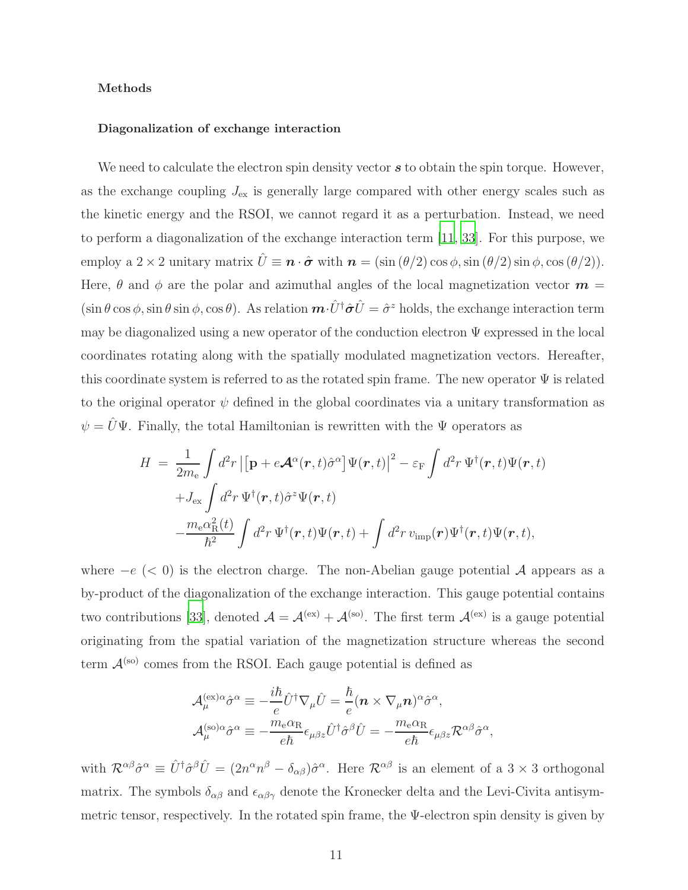## Methods

### Diagonalization of exchange interaction

We need to calculate the electron spin density vector $\boldsymbol{s}$ to obtain the spin torque. However, as the exchange coupling $J_{\rm ex}$ is generally large compared with other energy scales such as the kinetic energy and the RSOI, we cannot regard it as a perturbation. Instead, we need to perform a diagonalization of the exchange interaction term [11, 33]. For this purpose, we employ a $2\times 2$ unitary matrix $\hat{U} \equiv \boldsymbol{n}\cdot\hat{\boldsymbol{\sigma}}$ with $\boldsymbol{n} = (\sin(\theta/2)\cos\phi, \sin(\theta/2)\sin\phi, \cos(\theta/2))$. Here, $\theta$ and $\phi$ are the polar and azimuthal angles of the local magnetization vector $\boldsymbol{m} = (\sin\theta\cos\phi, \sin\theta\sin\phi, \cos\theta)$. As relation $\boldsymbol{m}\cdot\hat{U}^\dagger\hat{\boldsymbol{\sigma}}\hat{U} = \hat{\sigma}^z$ holds, the exchange interaction term may be diagonalized using a new operator of the conduction electron $\Psi$ expressed in the local coordinates rotating along with the spatially modulated magnetization vectors. Hereafter, this coordinate system is referred to as the rotated spin frame. The new operator $\Psi$ is related to the original operator $\psi$ defined in the global coordinates via a unitary transformation as $\psi = \hat{U}\Psi$. Finally, the total Hamiltonian is rewritten with the $\Psi$ operators as

$$
\begin{aligned}
H \;=\; & \frac{1}{2m_{\rm e}}\int d^2r\, \left|\left[\mathbf{p} + e\boldsymbol{\mathcal{A}}^\alpha(\boldsymbol{r},t)\hat{\sigma}^\alpha\right]\Psi(\boldsymbol{r},t)\right|^2 - \varepsilon_{\rm F}\int d^2r\, \Psi^\dagger(\boldsymbol{r},t)\Psi(\boldsymbol{r},t) \\
& + J_{\rm ex}\int d^2r\, \Psi^\dagger(\boldsymbol{r},t)\hat{\sigma}^z\Psi(\boldsymbol{r},t) \\
& - \frac{m_{\rm e}\alpha_{\rm R}^2(t)}{\hbar^2}\int d^2r\, \Psi^\dagger(\boldsymbol{r},t)\Psi(\boldsymbol{r},t) + \int d^2r\, v_{\rm imp}(\boldsymbol{r})\Psi^\dagger(\boldsymbol{r},t)\Psi(\boldsymbol{r},t),
\end{aligned}
$$

where $-e$ ($<0$) is the electron charge. The non-Abelian gauge potential $\mathcal{A}$ appears as a by-product of the diagonalization of the exchange interaction. This gauge potential contains two contributions [33], denoted $\mathcal{A} = \mathcal{A}^{(\rm ex)} + \mathcal{A}^{(\rm so)}$. The first term $\mathcal{A}^{(\rm ex)}$ is a gauge potential originating from the spatial variation of the magnetization structure whereas the second term $\mathcal{A}^{(\rm so)}$ comes from the RSOI. Each gauge potential is defined as

$$
\begin{aligned}
\mathcal{A}^{(\rm ex)\alpha}_\mu\hat{\sigma}^\alpha &\equiv -\frac{i\hbar}{e}\hat{U}^\dagger\nabla_\mu\hat{U} = \frac{\hbar}{e}(\boldsymbol{n}\times\nabla_\mu\boldsymbol{n})^\alpha\hat{\sigma}^\alpha, \\
\mathcal{A}^{(\rm so)\alpha}_\mu\hat{\sigma}^\alpha &\equiv -\frac{m_{\rm e}\alpha_{\rm R}}{e\hbar}\epsilon_{\mu\beta z}\hat{U}^\dagger\hat{\sigma}^\beta\hat{U} = -\frac{m_{\rm e}\alpha_{\rm R}}{e\hbar}\epsilon_{\mu\beta z}\mathcal{R}^{\alpha\beta}\hat{\sigma}^\alpha,
\end{aligned}
$$

with $\mathcal{R}^{\alpha\beta}\hat{\sigma}^\alpha \equiv \hat{U}^\dagger\hat{\sigma}^\beta\hat{U} = (2n^\alpha n^\beta - \delta_{\alpha\beta})\hat{\sigma}^\alpha$. Here $\mathcal{R}^{\alpha\beta}$ is an element of a $3\times 3$ orthogonal matrix. The symbols $\delta_{\alpha\beta}$ and $\epsilon_{\alpha\beta\gamma}$ denote the Kronecker delta and the Levi-Civita antisymmetric tensor, respectively. In the rotated spin frame, the $\Psi$-electron spin density is given by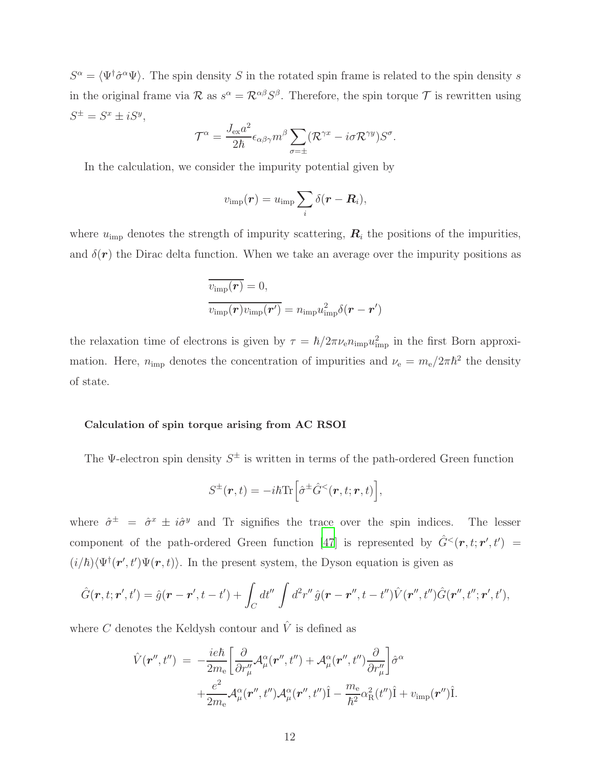$S^\alpha = \langle \Psi^\dagger \hat{\sigma}^\alpha \Psi \rangle$. The spin density $S$ in the rotated spin frame is related to the spin density $s$ in the original frame via $\mathcal{R}$ as $s^\alpha = \mathcal{R}^{\alpha\beta} S^\beta$. Therefore, the spin torque $\mathcal{T}$ is rewritten using $S^\pm = S^x \pm i S^y$,

$$\mathcal{T}^\alpha = \frac{J_{\rm ex} a^2}{2\hbar} \epsilon_{\alpha\beta\gamma} m^\beta \sum_{\sigma=\pm} (\mathcal{R}^{\gamma x} - i\sigma \mathcal{R}^{\gamma y}) S^\sigma.$$

In the calculation, we consider the impurity potential given by

$$v_{\rm imp}(\boldsymbol{r}) = u_{\rm imp} \sum_i \delta(\boldsymbol{r} - \boldsymbol{R}_i),$$

where $u_{\rm imp}$ denotes the strength of impurity scattering, $\boldsymbol{R}_i$ the positions of the impurities, and $\delta(\boldsymbol{r})$ the Dirac delta function. When we take an average over the impurity positions as

$$\overline{v_{\rm imp}(\boldsymbol{r})} = 0,$$
$$\overline{v_{\rm imp}(\boldsymbol{r}) v_{\rm imp}(\boldsymbol{r}')} = n_{\rm imp} u_{\rm imp}^2 \delta(\boldsymbol{r} - \boldsymbol{r}')$$

the relaxation time of electrons is given by $\tau = \hbar / 2\pi \nu_{\rm e} n_{\rm imp} u_{\rm imp}^2$ in the first Born approximation. Here, $n_{\rm imp}$ denotes the concentration of impurities and $\nu_{\rm e} = m_{\rm e}/2\pi\hbar^2$ the density of state.

#### Calculation of spin torque arising from AC RSOI

The $\Psi$-electron spin density $S^\pm$ is written in terms of the path-ordered Green function

$$S^\pm(\boldsymbol{r}, t) = -i\hbar {\rm Tr}\Big[\hat{\sigma}^\pm \hat{G}^<(\boldsymbol{r}, t; \boldsymbol{r}, t)\Big],$$

where $\hat{\sigma}^\pm = \hat{\sigma}^x \pm i\hat{\sigma}^y$ and Tr signifies the trace over the spin indices. The lesser component of the path-ordered Green function [47] is represented by $\hat{G}^<(\boldsymbol{r}, t; \boldsymbol{r}', t') = (i/\hbar)\langle \Psi^\dagger(\boldsymbol{r}', t') \Psi(\boldsymbol{r}, t) \rangle$. In the present system, the Dyson equation is given as

$$\hat{G}(\boldsymbol{r}, t; \boldsymbol{r}', t') = \hat{g}(\boldsymbol{r} - \boldsymbol{r}', t - t') + \int_C dt'' \int d^2 r'' \, \hat{g}(\boldsymbol{r} - \boldsymbol{r}'', t - t'') \hat{V}(\boldsymbol{r}'', t'') \hat{G}(\boldsymbol{r}'', t''; \boldsymbol{r}', t'),$$

where $C$ denotes the Keldysh contour and $\hat{V}$ is defined as

$$\begin{aligned}
\hat{V}(\boldsymbol{r}'', t'') \; = \; & -\frac{ie\hbar}{2m_{\rm e}} \left[ \frac{\partial}{\partial r''_\mu} \mathcal{A}^\alpha_\mu(\boldsymbol{r}'', t'') + \mathcal{A}^\alpha_\mu(\boldsymbol{r}'', t'') \frac{\partial}{\partial r''_\mu} \right] \hat{\sigma}^\alpha \\
& + \frac{e^2}{2m_{\rm e}} \mathcal{A}^\alpha_\mu(\boldsymbol{r}'', t'') \mathcal{A}^\alpha_\mu(\boldsymbol{r}'', t'') \hat{\rm I} - \frac{m_{\rm e}}{\hbar^2} \alpha_{\rm R}^2(t'') \hat{\rm I} + v_{\rm imp}(\boldsymbol{r}'') \hat{\rm I}.
\end{aligned}$$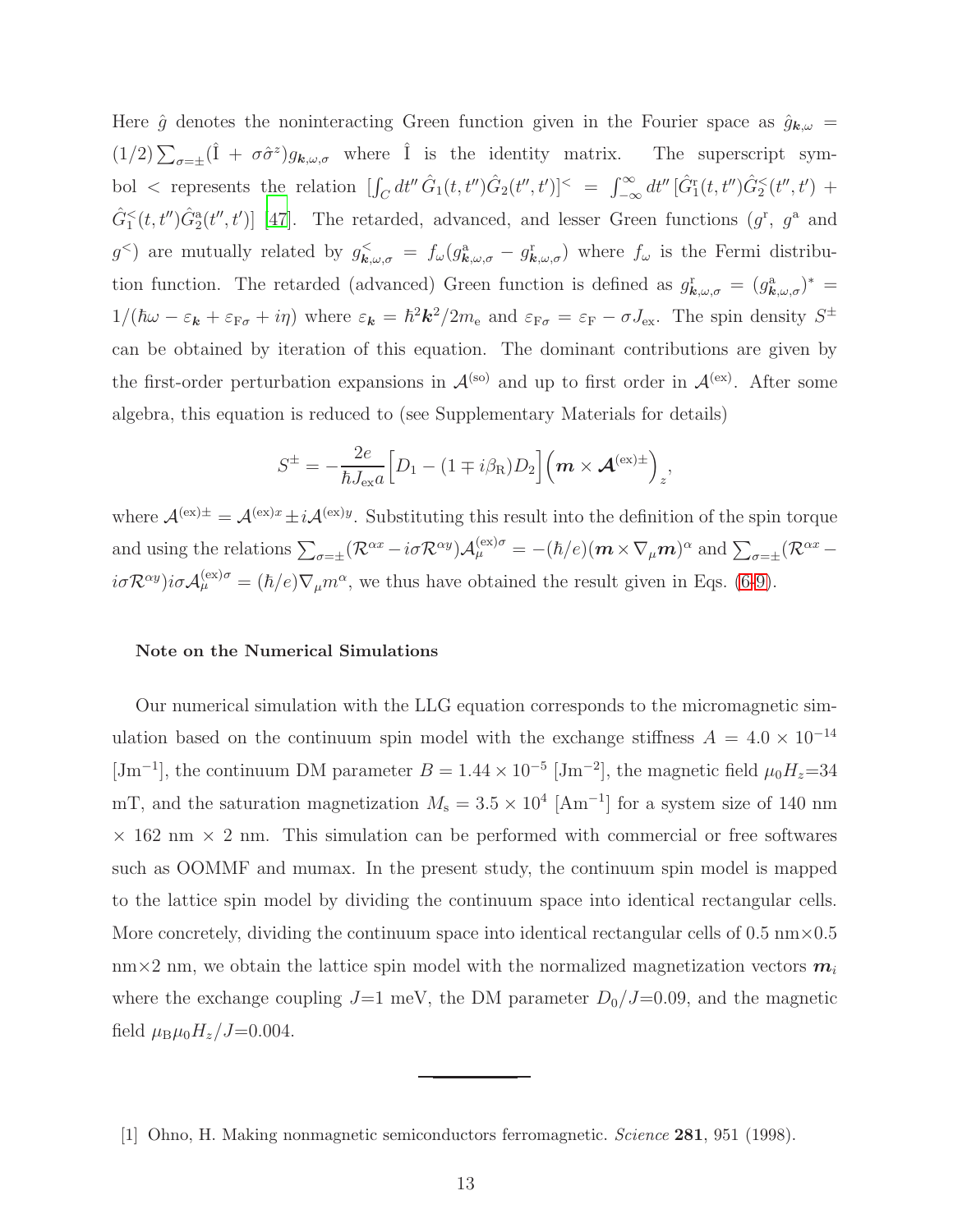Here $\hat{g}$ denotes the noninteracting Green function given in the Fourier space as $\hat{g}_{\boldsymbol{k},\omega} = (1/2)\sum_{\sigma=\pm}(\hat{\mathrm{I}} + \sigma\hat{\sigma}^z)g_{\boldsymbol{k},\omega,\sigma}$ where $\hat{\mathrm{I}}$ is the identity matrix. The superscript symbol $<$ represents the relation $[\int_C dt''\, \hat{G}_1(t,t'')\hat{G}_2(t'',t')]^< = \int_{-\infty}^{\infty} dt''\, [\hat{G}_1^{\mathrm{r}}(t,t'')\hat{G}_2^<(t'',t') + \hat{G}_1^<(t,t'')\hat{G}_2^{\mathrm{a}}(t'',t')]$ [47]. The retarded, advanced, and lesser Green functions ($g^{\mathrm{r}}$, $g^{\mathrm{a}}$ and $g^<$) are mutually related by $g^<_{\boldsymbol{k},\omega,\sigma} = f_\omega(g^{\mathrm{a}}_{\boldsymbol{k},\omega,\sigma} - g^{\mathrm{r}}_{\boldsymbol{k},\omega,\sigma})$ where $f_\omega$ is the Fermi distribution function. The retarded (advanced) Green function is defined as $g^{\mathrm{r}}_{\boldsymbol{k},\omega,\sigma} = (g^{\mathrm{a}}_{\boldsymbol{k},\omega,\sigma})^* = 1/(\hbar\omega - \varepsilon_{\boldsymbol{k}} + \varepsilon_{\mathrm{F}\sigma} + i\eta)$ where $\varepsilon_{\boldsymbol{k}} = \hbar^2\boldsymbol{k}^2/2m_{\mathrm{e}}$ and $\varepsilon_{\mathrm{F}\sigma} = \varepsilon_{\mathrm{F}} - \sigma J_{\mathrm{ex}}$. The spin density $S^\pm$ can be obtained by iteration of this equation. The dominant contributions are given by the first-order perturbation expansions in $\mathcal{A}^{(\mathrm{so})}$ and up to first order in $\mathcal{A}^{(\mathrm{ex})}$. After some algebra, this equation is reduced to (see Supplementary Materials for details)

$$S^\pm = -\frac{2e}{\hbar J_{\mathrm{ex}} a}\Big[D_1 - (1 \mp i\beta_{\mathrm{R}})D_2\Big]\Big(\boldsymbol{m} \times \boldsymbol{\mathcal{A}}^{(\mathrm{ex})\pm}\Big)_z,$$

where $\mathcal{A}^{(\mathrm{ex})\pm} = \mathcal{A}^{(\mathrm{ex})x} \pm i\mathcal{A}^{(\mathrm{ex})y}$. Substituting this result into the definition of the spin torque and using the relations $\sum_{\sigma=\pm}(\mathcal{R}^{\alpha x} - i\sigma\mathcal{R}^{\alpha y})\mathcal{A}^{(\mathrm{ex})\sigma}_\mu = -(\hbar/e)(\boldsymbol{m}\times\nabla_\mu\boldsymbol{m})^\alpha$ and $\sum_{\sigma=\pm}(\mathcal{R}^{\alpha x} - i\sigma\mathcal{R}^{\alpha y})i\sigma\mathcal{A}^{(\mathrm{ex})\sigma}_\mu = (\hbar/e)\nabla_\mu m^\alpha$, we thus have obtained the result given in Eqs. (6-9).

### Note on the Numerical Simulations

Our numerical simulation with the LLG equation corresponds to the micromagnetic simulation based on the continuum spin model with the exchange stiffness $A = 4.0 \times 10^{-14}$ [Jm$^{-1}$], the continuum DM parameter $B = 1.44 \times 10^{-5}$ [Jm$^{-2}$], the magnetic field $\mu_0 H_z$=34 mT, and the saturation magnetization $M_{\mathrm{s}} = 3.5 \times 10^4$ [Am$^{-1}$] for a system size of 140 nm $\times$ 162 nm $\times$ 2 nm. This simulation can be performed with commercial or free softwares such as OOMMF and mumax. In the present study, the continuum spin model is mapped to the lattice spin model by dividing the continuum space into identical rectangular cells. More concretely, dividing the continuum space into identical rectangular cells of 0.5 nm$\times$0.5 nm$\times$2 nm, we obtain the lattice spin model with the normalized magnetization vectors $\boldsymbol{m}_i$ where the exchange coupling $J$=1 meV, the DM parameter $D_0/J$=0.09, and the magnetic field $\mu_{\mathrm{B}}\mu_0 H_z/J$=0.004.

---

[1] Ohno, H. Making nonmagnetic semiconductors ferromagnetic. *Science* **281**, 951 (1998).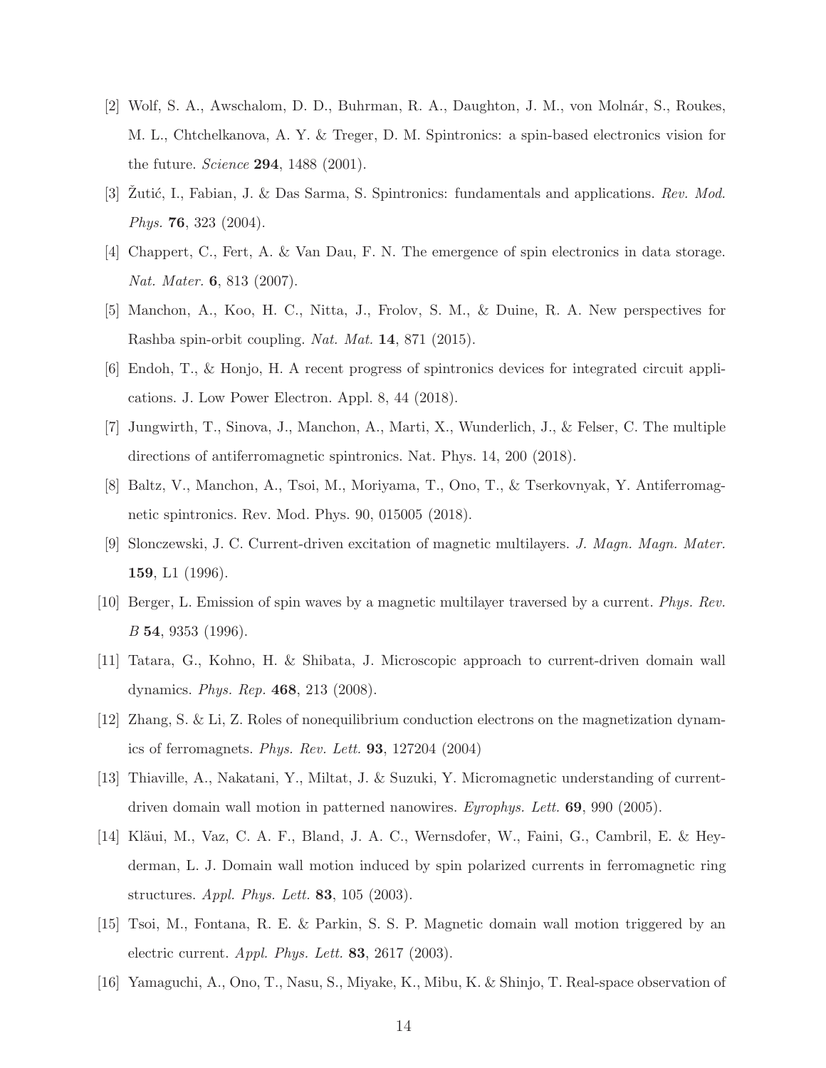[2] Wolf, S. A., Awschalom, D. D., Buhrman, R. A., Daughton, J. M., von Molnár, S., Roukes, M. L., Chtchelkanova, A. Y. & Treger, D. M. Spintronics: a spin-based electronics vision for the future. *Science* **294**, 1488 (2001).

[3] Žutić, I., Fabian, J. & Das Sarma, S. Spintronics: fundamentals and applications. *Rev. Mod. Phys.* **76**, 323 (2004).

[4] Chappert, C., Fert, A. & Van Dau, F. N. The emergence of spin electronics in data storage. *Nat. Mater.* **6**, 813 (2007).

[5] Manchon, A., Koo, H. C., Nitta, J., Frolov, S. M., & Duine, R. A. New perspectives for Rashba spin-orbit coupling. *Nat. Mat.* **14**, 871 (2015).

[6] Endoh, T., & Honjo, H. A recent progress of spintronics devices for integrated circuit applications. J. Low Power Electron. Appl. 8, 44 (2018).

[7] Jungwirth, T., Sinova, J., Manchon, A., Marti, X., Wunderlich, J., & Felser, C. The multiple directions of antiferromagnetic spintronics. Nat. Phys. 14, 200 (2018).

[8] Baltz, V., Manchon, A., Tsoi, M., Moriyama, T., Ono, T., & Tserkovnyak, Y. Antiferromagnetic spintronics. Rev. Mod. Phys. 90, 015005 (2018).

[9] Slonczewski, J. C. Current-driven excitation of magnetic multilayers. *J. Magn. Magn. Mater.* **159**, L1 (1996).

[10] Berger, L. Emission of spin waves by a magnetic multilayer traversed by a current. *Phys. Rev. B* **54**, 9353 (1996).

[11] Tatara, G., Kohno, H. & Shibata, J. Microscopic approach to current-driven domain wall dynamics. *Phys. Rep.* **468**, 213 (2008).

[12] Zhang, S. & Li, Z. Roles of nonequilibrium conduction electrons on the magnetization dynamics of ferromagnets. *Phys. Rev. Lett.* **93**, 127204 (2004)

[13] Thiaville, A., Nakatani, Y., Miltat, J. & Suzuki, Y. Micromagnetic understanding of current-driven domain wall motion in patterned nanowires. *Eyrophys. Lett.* **69**, 990 (2005).

[14] Kläui, M., Vaz, C. A. F., Bland, J. A. C., Wernsdofer, W., Faini, G., Cambril, E. & Heyderman, L. J. Domain wall motion induced by spin polarized currents in ferromagnetic ring structures. *Appl. Phys. Lett.* **83**, 105 (2003).

[15] Tsoi, M., Fontana, R. E. & Parkin, S. S. P. Magnetic domain wall motion triggered by an electric current. *Appl. Phys. Lett.* **83**, 2617 (2003).

[16] Yamaguchi, A., Ono, T., Nasu, S., Miyake, K., Mibu, K. & Shinjo, T. Real-space observation of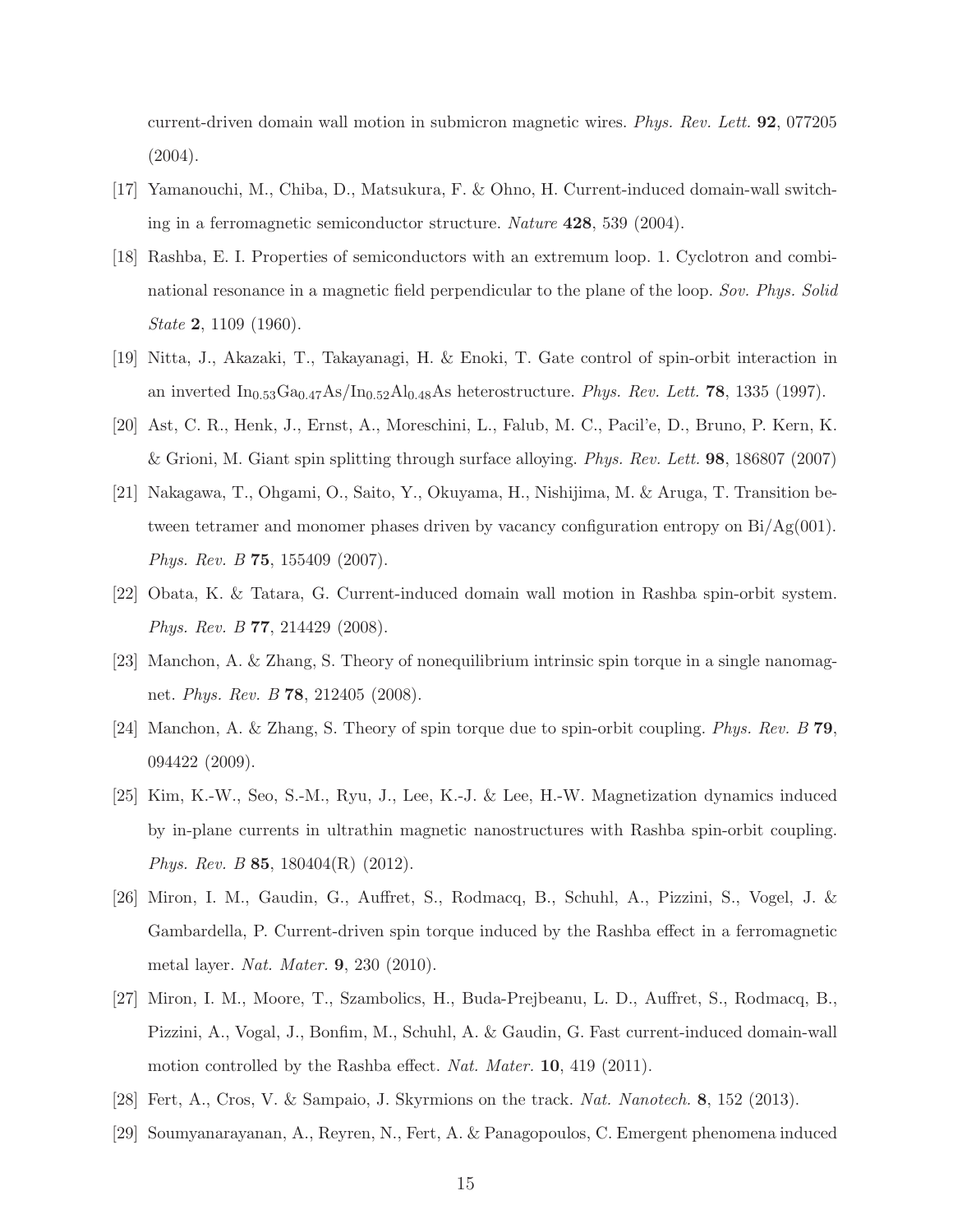current-driven domain wall motion in submicron magnetic wires. *Phys. Rev. Lett.* **92**, 077205 (2004).

[17] Yamanouchi, M., Chiba, D., Matsukura, F. & Ohno, H. Current-induced domain-wall switching in a ferromagnetic semiconductor structure. *Nature* **428**, 539 (2004).

[18] Rashba, E. I. Properties of semiconductors with an extremum loop. 1. Cyclotron and combinational resonance in a magnetic field perpendicular to the plane of the loop. *Sov. Phys. Solid State* **2**, 1109 (1960).

[19] Nitta, J., Akazaki, T., Takayanagi, H. & Enoki, T. Gate control of spin-orbit interaction in an inverted $In_{0.53}Ga_{0.47}As/In_{0.52}Al_{0.48}As$ heterostructure. *Phys. Rev. Lett.* **78**, 1335 (1997).

[20] Ast, C. R., Henk, J., Ernst, A., Moreschini, L., Falub, M. C., Pacil'e, D., Bruno, P. Kern, K. & Grioni, M. Giant spin splitting through surface alloying. *Phys. Rev. Lett.* **98**, 186807 (2007)

[21] Nakagawa, T., Ohgami, O., Saito, Y., Okuyama, H., Nishijima, M. & Aruga, T. Transition between tetramer and monomer phases driven by vacancy configuration entropy on Bi/Ag(001). *Phys. Rev. B* **75**, 155409 (2007).

[22] Obata, K. & Tatara, G. Current-induced domain wall motion in Rashba spin-orbit system. *Phys. Rev. B* **77**, 214429 (2008).

[23] Manchon, A. & Zhang, S. Theory of nonequilibrium intrinsic spin torque in a single nanomagnet. *Phys. Rev. B* **78**, 212405 (2008).

[24] Manchon, A. & Zhang, S. Theory of spin torque due to spin-orbit coupling. *Phys. Rev. B* **79**, 094422 (2009).

[25] Kim, K.-W., Seo, S.-M., Ryu, J., Lee, K.-J. & Lee, H.-W. Magnetization dynamics induced by in-plane currents in ultrathin magnetic nanostructures with Rashba spin-orbit coupling. *Phys. Rev. B* **85**, 180404(R) (2012).

[26] Miron, I. M., Gaudin, G., Auffret, S., Rodmacq, B., Schuhl, A., Pizzini, S., Vogel, J. & Gambardella, P. Current-driven spin torque induced by the Rashba effect in a ferromagnetic metal layer. *Nat. Mater.* **9**, 230 (2010).

[27] Miron, I. M., Moore, T., Szambolics, H., Buda-Prejbeanu, L. D., Auffret, S., Rodmacq, B., Pizzini, A., Vogal, J., Bonfim, M., Schuhl, A. & Gaudin, G. Fast current-induced domain-wall motion controlled by the Rashba effect. *Nat. Mater.* **10**, 419 (2011).

[28] Fert, A., Cros, V. & Sampaio, J. Skyrmions on the track. *Nat. Nanotech.* **8**, 152 (2013).

[29] Soumyanarayanan, A., Reyren, N., Fert, A. & Panagopoulos, C. Emergent phenomena induced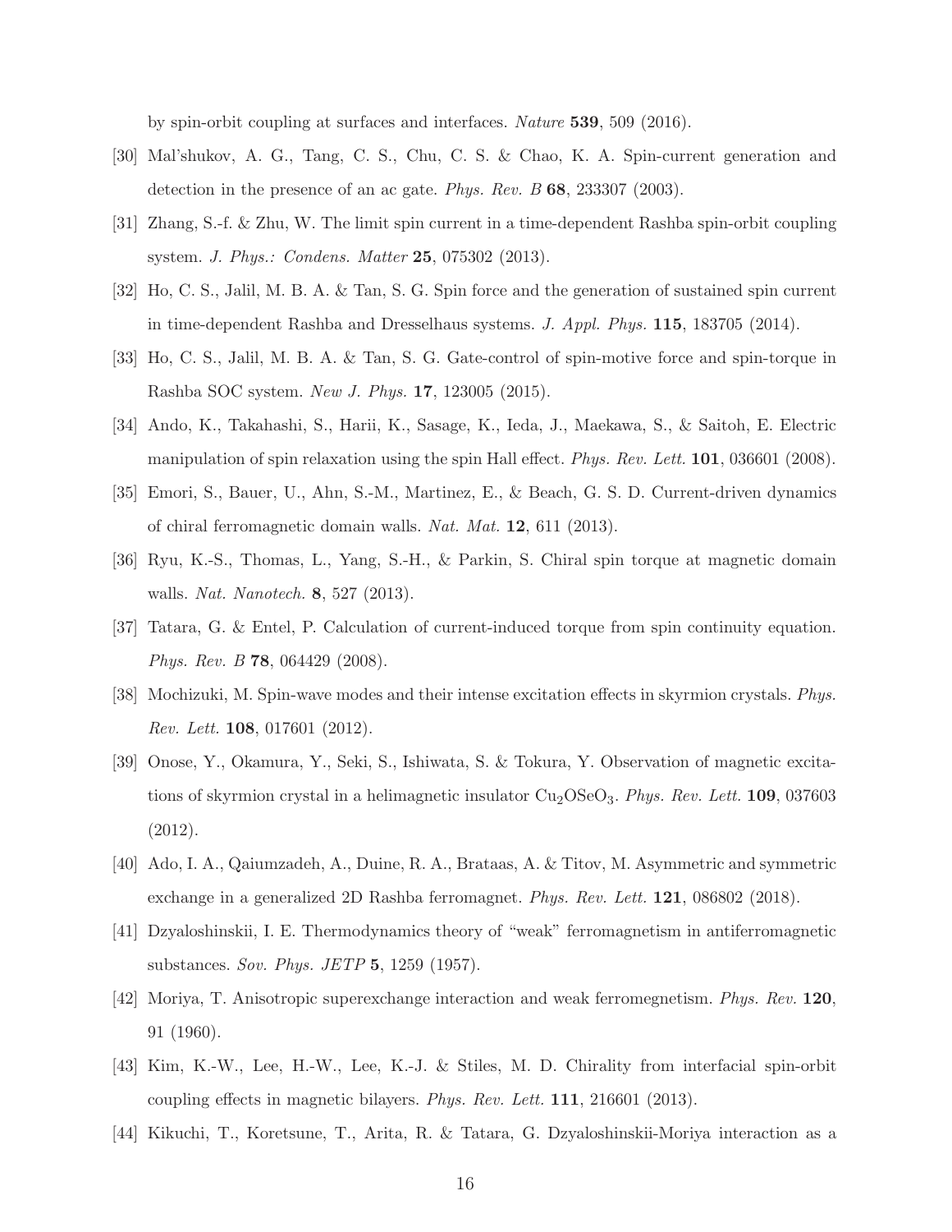by spin-orbit coupling at surfaces and interfaces. *Nature* **539**, 509 (2016).

[30] Mal'shukov, A. G., Tang, C. S., Chu, C. S. & Chao, K. A. Spin-current generation and detection in the presence of an ac gate. *Phys. Rev. B* **68**, 233307 (2003).

[31] Zhang, S.-f. & Zhu, W. The limit spin current in a time-dependent Rashba spin-orbit coupling system. *J. Phys.: Condens. Matter* **25**, 075302 (2013).

[32] Ho, C. S., Jalil, M. B. A. & Tan, S. G. Spin force and the generation of sustained spin current in time-dependent Rashba and Dresselhaus systems. *J. Appl. Phys.* **115**, 183705 (2014).

[33] Ho, C. S., Jalil, M. B. A. & Tan, S. G. Gate-control of spin-motive force and spin-torque in Rashba SOC system. *New J. Phys.* **17**, 123005 (2015).

[34] Ando, K., Takahashi, S., Harii, K., Sasage, K., Ieda, J., Maekawa, S., & Saitoh, E. Electric manipulation of spin relaxation using the spin Hall effect. *Phys. Rev. Lett.* **101**, 036601 (2008).

[35] Emori, S., Bauer, U., Ahn, S.-M., Martinez, E., & Beach, G. S. D. Current-driven dynamics of chiral ferromagnetic domain walls. *Nat. Mat.* **12**, 611 (2013).

[36] Ryu, K.-S., Thomas, L., Yang, S.-H., & Parkin, S. Chiral spin torque at magnetic domain walls. *Nat. Nanotech.* **8**, 527 (2013).

[37] Tatara, G. & Entel, P. Calculation of current-induced torque from spin continuity equation. *Phys. Rev. B* **78**, 064429 (2008).

[38] Mochizuki, M. Spin-wave modes and their intense excitation effects in skyrmion crystals. *Phys. Rev. Lett.* **108**, 017601 (2012).

[39] Onose, Y., Okamura, Y., Seki, S., Ishiwata, S. & Tokura, Y. Observation of magnetic excitations of skyrmion crystal in a helimagnetic insulator $Cu_2OSeO_3$. *Phys. Rev. Lett.* **109**, 037603 (2012).

[40] Ado, I. A., Qaiumzadeh, A., Duine, R. A., Brataas, A. & Titov, M. Asymmetric and symmetric exchange in a generalized 2D Rashba ferromagnet. *Phys. Rev. Lett.* **121**, 086802 (2018).

[41] Dzyaloshinskii, I. E. Thermodynamics theory of "weak" ferromagnetism in antiferromagnetic substances. *Sov. Phys. JETP* **5**, 1259 (1957).

[42] Moriya, T. Anisotropic superexchange interaction and weak ferromegnetism. *Phys. Rev.* **120**, 91 (1960).

[43] Kim, K.-W., Lee, H.-W., Lee, K.-J. & Stiles, M. D. Chirality from interfacial spin-orbit coupling effects in magnetic bilayers. *Phys. Rev. Lett.* **111**, 216601 (2013).

[44] Kikuchi, T., Koretsune, T., Arita, R. & Tatara, G. Dzyaloshinskii-Moriya interaction as a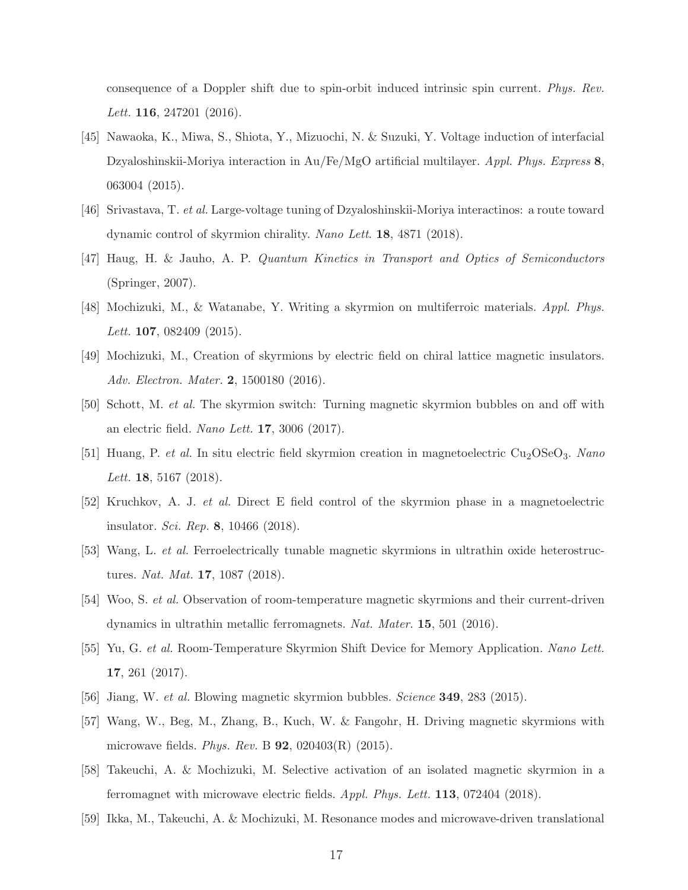consequence of a Doppler shift due to spin-orbit induced intrinsic spin current. *Phys. Rev. Lett.* **116**, 247201 (2016).

[45] Nawaoka, K., Miwa, S., Shiota, Y., Mizuochi, N. & Suzuki, Y. Voltage induction of interfacial Dzyaloshinskii-Moriya interaction in Au/Fe/MgO artificial multilayer. *Appl. Phys. Express* **8**, 063004 (2015).

[46] Srivastava, T. *et al.* Large-voltage tuning of Dzyaloshinskii-Moriya interactinos: a route toward dynamic control of skyrmion chirality. *Nano Lett.* **18**, 4871 (2018).

[47] Haug, H. & Jauho, A. P. *Quantum Kinetics in Transport and Optics of Semiconductors* (Springer, 2007).

[48] Mochizuki, M., & Watanabe, Y. Writing a skyrmion on multiferroic materials. *Appl. Phys. Lett.* **107**, 082409 (2015).

[49] Mochizuki, M., Creation of skyrmions by electric field on chiral lattice magnetic insulators. *Adv. Electron. Mater.* **2**, 1500180 (2016).

[50] Schott, M. *et al.* The skyrmion switch: Turning magnetic skyrmion bubbles on and off with an electric field. *Nano Lett.* **17**, 3006 (2017).

[51] Huang, P. *et al.* In situ electric field skyrmion creation in magnetoelectric $Cu_2OSeO_3$. *Nano Lett.* **18**, 5167 (2018).

[52] Kruchkov, A. J. *et al.* Direct E field control of the skyrmion phase in a magnetoelectric insulator. *Sci. Rep.* **8**, 10466 (2018).

[53] Wang, L. *et al.* Ferroelectrically tunable magnetic skyrmions in ultrathin oxide heterostructures. *Nat. Mat.* **17**, 1087 (2018).

[54] Woo, S. *et al.* Observation of room-temperature magnetic skyrmions and their current-driven dynamics in ultrathin metallic ferromagnets. *Nat. Mater.* **15**, 501 (2016).

[55] Yu, G. *et al.* Room-Temperature Skyrmion Shift Device for Memory Application. *Nano Lett.* **17**, 261 (2017).

[56] Jiang, W. *et al.* Blowing magnetic skyrmion bubbles. *Science* **349**, 283 (2015).

[57] Wang, W., Beg, M., Zhang, B., Kuch, W. & Fangohr, H. Driving magnetic skyrmions with microwave fields. *Phys. Rev.* B **92**, 020403(R) (2015).

[58] Takeuchi, A. & Mochizuki, M. Selective activation of an isolated magnetic skyrmion in a ferromagnet with microwave electric fields. *Appl. Phys. Lett.* **113**, 072404 (2018).

[59] Ikka, M., Takeuchi, A. & Mochizuki, M. Resonance modes and microwave-driven translational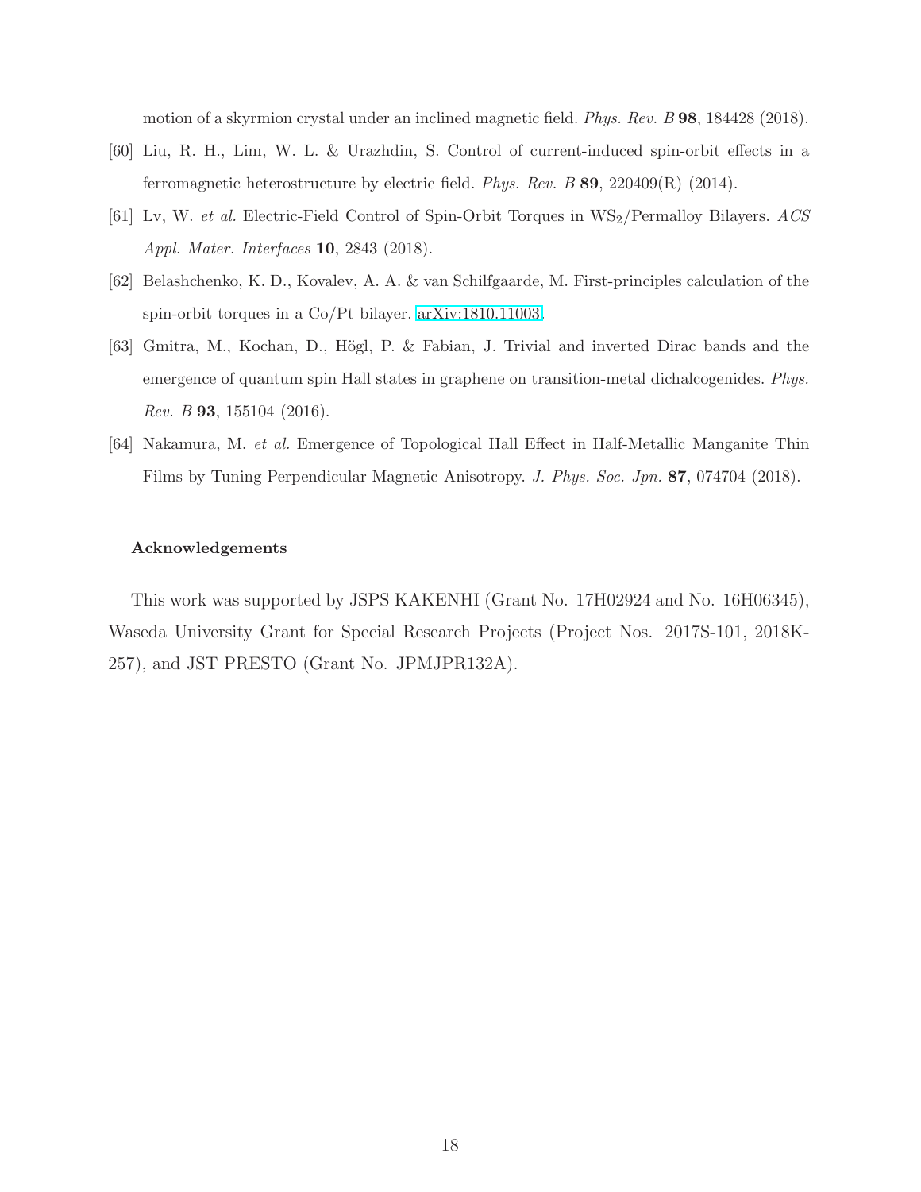motion of a skyrmion crystal under an inclined magnetic field. *Phys. Rev. B* **98**, 184428 (2018).

[60] Liu, R. H., Lim, W. L. & Urazhdin, S. Control of current-induced spin-orbit effects in a ferromagnetic heterostructure by electric field. *Phys. Rev. B* **89**, 220409(R) (2014).

[61] Lv, W. *et al.* Electric-Field Control of Spin-Orbit Torques in $WS_2$/Permalloy Bilayers. *ACS Appl. Mater. Interfaces* **10**, 2843 (2018).

[62] Belashchenko, K. D., Kovalev, A. A. & van Schilfgaarde, M. First-principles calculation of the spin-orbit torques in a Co/Pt bilayer. arXiv:1810.11003.

[63] Gmitra, M., Kochan, D., Högl, P. & Fabian, J. Trivial and inverted Dirac bands and the emergence of quantum spin Hall states in graphene on transition-metal dichalcogenides. *Phys. Rev. B* **93**, 155104 (2016).

[64] Nakamura, M. *et al.* Emergence of Topological Hall Effect in Half-Metallic Manganite Thin Films by Tuning Perpendicular Magnetic Anisotropy. *J. Phys. Soc. Jpn.* **87**, 074704 (2018).

### Acknowledgements

This work was supported by JSPS KAKENHI (Grant No. 17H02924 and No. 16H06345), Waseda University Grant for Special Research Projects (Project Nos. 2017S-101, 2018K-257), and JST PRESTO (Grant No. JPMJPR132A).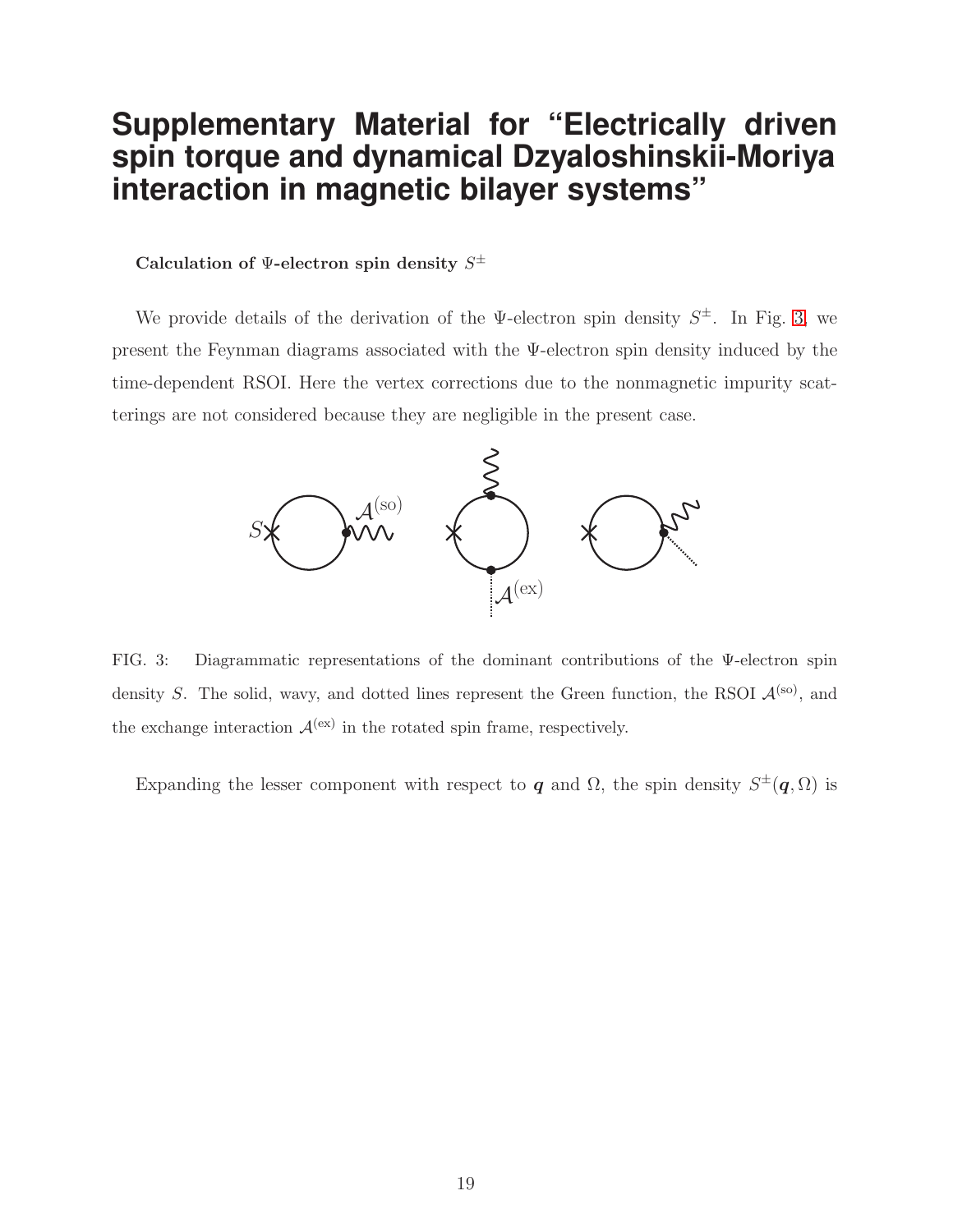# Supplementary Material for "Electrically driven spin torque and dynamical Dzyaloshinskii-Moriya interaction in magnetic bilayer systems"

**Calculation of Ψ-electron spin density $S^{\pm}$**

We provide details of the derivation of the Ψ-electron spin density $S^{\pm}$. In Fig. 3, we present the Feynman diagrams associated with the Ψ-electron spin density induced by the time-dependent RSOI. Here the vertex corrections due to the nonmagnetic impurity scatterings are not considered because they are negligible in the present case.

FIG. 3: Diagrammatic representations of the dominant contributions of the Ψ-electron spin density $S$. The solid, wavy, and dotted lines represent the Green function, the RSOI $\mathcal{A}^{(\mathrm{so})}$, and the exchange interaction $\mathcal{A}^{(\mathrm{ex})}$ in the rotated spin frame, respectively.

Expanding the lesser component with respect to $\boldsymbol{q}$ and $\Omega$, the spin density $S^{\pm}(\boldsymbol{q}, \Omega)$ is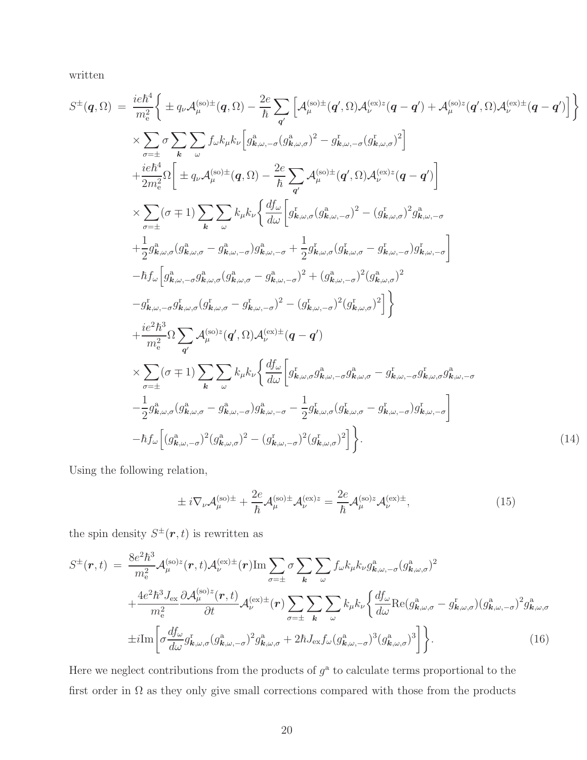written

$$
\begin{aligned}
S^{\pm}(\boldsymbol{q},\Omega) \;=\; & \frac{ie\hbar^4}{m_{\rm e}^2}\bigg\{ \pm q_\nu \mathcal{A}_\mu^{({\rm so})\pm}(\boldsymbol{q},\Omega) - \frac{2e}{\hbar}\sum_{\boldsymbol{q}'}\Big[\mathcal{A}_\mu^{({\rm so})\pm}(\boldsymbol{q}',\Omega)\mathcal{A}_\nu^{({\rm ex})z}(\boldsymbol{q}-\boldsymbol{q}') + \mathcal{A}_\mu^{({\rm so})z}(\boldsymbol{q}',\Omega)\mathcal{A}_\nu^{({\rm ex})\pm}(\boldsymbol{q}-\boldsymbol{q}')\Big]\bigg\} \\
& \times \sum_{\sigma=\pm}\sigma\sum_{\boldsymbol{k}}\sum_{\omega} f_\omega k_\mu k_\nu \Big[ g^{\rm a}_{\boldsymbol{k},\omega,-\sigma}(g^{\rm a}_{\boldsymbol{k},\omega,\sigma})^2 - g^{\rm r}_{\boldsymbol{k},\omega,-\sigma}(g^{\rm r}_{\boldsymbol{k},\omega,\sigma})^2\Big] \\
& + \frac{ie\hbar^4}{2m_{\rm e}^2}\Omega\bigg[ \pm q_\nu \mathcal{A}_\mu^{({\rm so})\pm}(\boldsymbol{q},\Omega) - \frac{2e}{\hbar}\sum_{\boldsymbol{q}'}\mathcal{A}_\mu^{({\rm so})\pm}(\boldsymbol{q}',\Omega)\mathcal{A}_\nu^{({\rm ex})z}(\boldsymbol{q}-\boldsymbol{q}')\bigg] \\
& \times \sum_{\sigma=\pm}(\sigma\mp 1)\sum_{\boldsymbol{k}}\sum_{\omega} k_\mu k_\nu \bigg\{ \frac{df_\omega}{d\omega}\Big[ g^{\rm r}_{\boldsymbol{k},\omega,\sigma}(g^{\rm a}_{\boldsymbol{k},\omega,-\sigma})^2 - (g^{\rm r}_{\boldsymbol{k},\omega,\sigma})^2 g^{\rm a}_{\boldsymbol{k},\omega,-\sigma} \\
& + \frac{1}{2} g^{\rm a}_{\boldsymbol{k},\omega,\sigma}(g^{\rm a}_{\boldsymbol{k},\omega,\sigma} - g^{\rm a}_{\boldsymbol{k},\omega,-\sigma}) g^{\rm a}_{\boldsymbol{k},\omega,-\sigma} + \frac{1}{2} g^{\rm r}_{\boldsymbol{k},\omega,\sigma}(g^{\rm r}_{\boldsymbol{k},\omega,\sigma} - g^{\rm r}_{\boldsymbol{k},\omega,-\sigma}) g^{\rm r}_{\boldsymbol{k},\omega,-\sigma}\Big] \\
& - \hbar f_\omega \Big[ g^{\rm a}_{\boldsymbol{k},\omega,-\sigma} g^{\rm a}_{\boldsymbol{k},\omega,\sigma}(g^{\rm a}_{\boldsymbol{k},\omega,\sigma} - g^{\rm a}_{\boldsymbol{k},\omega,-\sigma})^2 + (g^{\rm a}_{\boldsymbol{k},\omega,-\sigma})^2 (g^{\rm a}_{\boldsymbol{k},\omega,\sigma})^2 \\
& - g^{\rm r}_{\boldsymbol{k},\omega,-\sigma} g^{\rm r}_{\boldsymbol{k},\omega,\sigma}(g^{\rm r}_{\boldsymbol{k},\omega,\sigma} - g^{\rm r}_{\boldsymbol{k},\omega,-\sigma})^2 - (g^{\rm r}_{\boldsymbol{k},\omega,-\sigma})^2 (g^{\rm r}_{\boldsymbol{k},\omega,\sigma})^2\Big]\bigg\} \\
& + \frac{ie^2\hbar^3}{m_{\rm e}^2}\Omega\sum_{\boldsymbol{q}'}\mathcal{A}_\mu^{({\rm so})z}(\boldsymbol{q}',\Omega)\mathcal{A}_\nu^{({\rm ex})\pm}(\boldsymbol{q}-\boldsymbol{q}') \\
& \times \sum_{\sigma=\pm}(\sigma\mp 1)\sum_{\boldsymbol{k}}\sum_{\omega} k_\mu k_\nu \bigg\{ \frac{df_\omega}{d\omega}\Big[ g^{\rm r}_{\boldsymbol{k},\omega,\sigma} g^{\rm a}_{\boldsymbol{k},\omega,-\sigma} g^{\rm a}_{\boldsymbol{k},\omega,\sigma} - g^{\rm r}_{\boldsymbol{k},\omega,-\sigma} g^{\rm r}_{\boldsymbol{k},\omega,\sigma} g^{\rm a}_{\boldsymbol{k},\omega,-\sigma} \\
& - \frac{1}{2} g^{\rm a}_{\boldsymbol{k},\omega,\sigma}(g^{\rm a}_{\boldsymbol{k},\omega,\sigma} - g^{\rm a}_{\boldsymbol{k},\omega,-\sigma}) g^{\rm a}_{\boldsymbol{k},\omega,-\sigma} - \frac{1}{2} g^{\rm r}_{\boldsymbol{k},\omega,\sigma}(g^{\rm r}_{\boldsymbol{k},\omega,\sigma} - g^{\rm r}_{\boldsymbol{k},\omega,-\sigma}) g^{\rm r}_{\boldsymbol{k},\omega,-\sigma}\Big] \\
& - \hbar f_\omega \Big[ (g^{\rm a}_{\boldsymbol{k},\omega,-\sigma})^2 (g^{\rm a}_{\boldsymbol{k},\omega,\sigma})^2 - (g^{\rm r}_{\boldsymbol{k},\omega,-\sigma})^2 (g^{\rm r}_{\boldsymbol{k},\omega,\sigma})^2\Big]\bigg\}. \qquad (14)
\end{aligned}
$$

Using the following relation,

$$
\pm i\nabla_\nu \mathcal{A}_\mu^{({\rm so})\pm} + \frac{2e}{\hbar}\mathcal{A}_\mu^{({\rm so})\pm}\mathcal{A}_\nu^{({\rm ex})z} = \frac{2e}{\hbar}\mathcal{A}_\mu^{({\rm so})z}\mathcal{A}_\nu^{({\rm ex})\pm}, \qquad (15)
$$

the spin density $S^{\pm}(\boldsymbol{r},t)$ is rewritten as

$$
\begin{aligned}
S^{\pm}(\boldsymbol{r},t) \;=\; & \frac{8e^2\hbar^3}{m_{\rm e}^2}\mathcal{A}_\mu^{({\rm so})z}(\boldsymbol{r},t)\mathcal{A}_\nu^{({\rm ex})\pm}(\boldsymbol{r})\,{\rm Im}\sum_{\sigma=\pm}\sigma\sum_{\boldsymbol{k}}\sum_{\omega} f_\omega k_\mu k_\nu g^{\rm a}_{\boldsymbol{k},\omega,-\sigma}(g^{\rm a}_{\boldsymbol{k},\omega,\sigma})^2 \\
& + \frac{4e^2\hbar^3 J_{\rm ex}}{m_{\rm e}^2}\frac{\partial \mathcal{A}_\mu^{({\rm so})z}(\boldsymbol{r},t)}{\partial t}\mathcal{A}_\nu^{({\rm ex})\pm}(\boldsymbol{r})\sum_{\sigma=\pm}\sum_{\boldsymbol{k}}\sum_{\omega} k_\mu k_\nu \bigg\{ \frac{df_\omega}{d\omega}{\rm Re}(g^{\rm a}_{\boldsymbol{k},\omega,\sigma} - g^{\rm r}_{\boldsymbol{k},\omega,\sigma})(g^{\rm a}_{\boldsymbol{k},\omega,-\sigma})^2 g^{\rm a}_{\boldsymbol{k},\omega,\sigma} \\
& \pm i\,{\rm Im}\bigg[ \sigma\frac{df_\omega}{d\omega} g^{\rm r}_{\boldsymbol{k},\omega,\sigma}(g^{\rm a}_{\boldsymbol{k},\omega,-\sigma})^2 g^{\rm a}_{\boldsymbol{k},\omega,\sigma} + 2\hbar J_{\rm ex} f_\omega (g^{\rm a}_{\boldsymbol{k},\omega,-\sigma})^3 (g^{\rm a}_{\boldsymbol{k},\omega,\sigma})^3\bigg]\bigg\}. \qquad (16)
\end{aligned}
$$

Here we neglect contributions from the products of $g^{\rm a}$ to calculate terms proportional to the first order in $\Omega$ as they only give small corrections compared with those from the products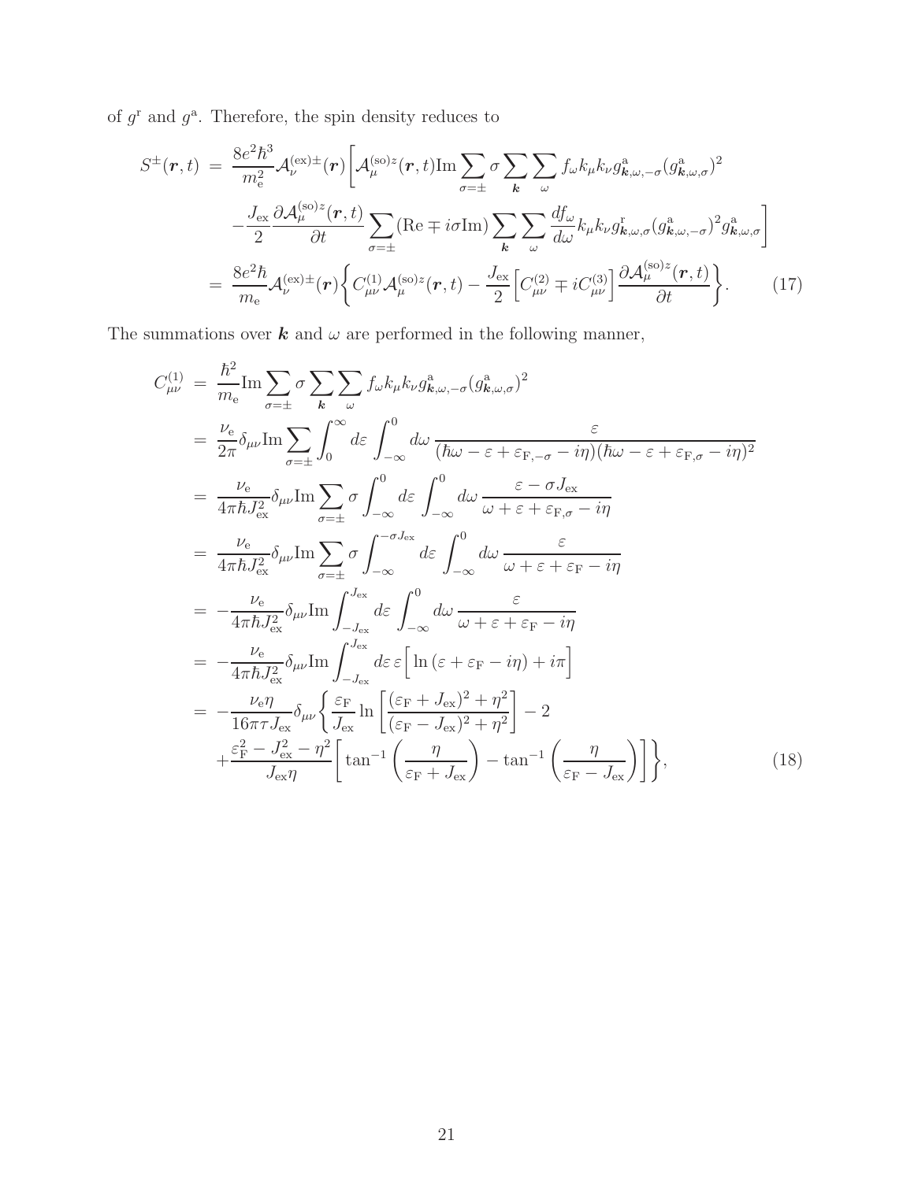of $g^{\rm r}$ and $g^{\rm a}$. Therefore, the spin density reduces to

$$
\begin{aligned}
S^{\pm}(\boldsymbol{r},t) \;&=\; \frac{8e^2\hbar^3}{m_{\rm e}^2}\mathcal{A}_{\nu}^{({\rm ex})\pm}(\boldsymbol{r})\Bigg[\mathcal{A}_{\mu}^{({\rm so})z}(\boldsymbol{r},t){\rm Im}\sum_{\sigma=\pm}\sigma\sum_{\boldsymbol{k}}\sum_{\omega} f_{\omega}k_{\mu}k_{\nu}g^{\rm a}_{\boldsymbol{k},\omega,-\sigma}(g^{\rm a}_{\boldsymbol{k},\omega,\sigma})^2 \\
&\quad -\frac{J_{\rm ex}}{2}\frac{\partial \mathcal{A}_{\mu}^{({\rm so})z}(\boldsymbol{r},t)}{\partial t}\sum_{\sigma=\pm}({\rm Re}\mp i\sigma{\rm Im})\sum_{\boldsymbol{k}}\sum_{\omega}\frac{df_{\omega}}{d\omega}k_{\mu}k_{\nu}g^{\rm r}_{\boldsymbol{k},\omega,\sigma}(g^{\rm a}_{\boldsymbol{k},\omega,-\sigma})^2 g^{\rm a}_{\boldsymbol{k},\omega,\sigma}\Bigg] \\
&=\; \frac{8e^2\hbar}{m_{\rm e}}\mathcal{A}_{\nu}^{({\rm ex})\pm}(\boldsymbol{r})\Bigg\{C^{(1)}_{\mu\nu}\mathcal{A}_{\mu}^{({\rm so})z}(\boldsymbol{r},t)-\frac{J_{\rm ex}}{2}\Big[C^{(2)}_{\mu\nu}\mp iC^{(3)}_{\mu\nu}\Big]\frac{\partial \mathcal{A}_{\mu}^{({\rm so})z}(\boldsymbol{r},t)}{\partial t}\Bigg\}. \qquad (17)
\end{aligned}
$$

The summations over $\boldsymbol{k}$ and $\omega$ are performed in the following manner,

$$
\begin{aligned}
C^{(1)}_{\mu\nu} \;&=\; \frac{\hbar^2}{m_{\rm e}}{\rm Im}\sum_{\sigma=\pm}\sigma\sum_{\boldsymbol{k}}\sum_{\omega} f_{\omega}k_{\mu}k_{\nu}g^{\rm a}_{\boldsymbol{k},\omega,-\sigma}(g^{\rm a}_{\boldsymbol{k},\omega,\sigma})^2 \\
&=\; \frac{\nu_{\rm e}}{2\pi}\delta_{\mu\nu}{\rm Im}\sum_{\sigma=\pm}\int_0^{\infty}d\varepsilon\int_{-\infty}^{0}d\omega\,\frac{\varepsilon}{(\hbar\omega-\varepsilon+\varepsilon_{{\rm F},-\sigma}-i\eta)(\hbar\omega-\varepsilon+\varepsilon_{{\rm F},\sigma}-i\eta)^2} \\
&=\; \frac{\nu_{\rm e}}{4\pi\hbar J_{\rm ex}^2}\delta_{\mu\nu}{\rm Im}\sum_{\sigma=\pm}\sigma\int_{-\infty}^{0}d\varepsilon\int_{-\infty}^{0}d\omega\,\frac{\varepsilon-\sigma J_{\rm ex}}{\omega+\varepsilon+\varepsilon_{{\rm F},\sigma}-i\eta} \\
&=\; \frac{\nu_{\rm e}}{4\pi\hbar J_{\rm ex}^2}\delta_{\mu\nu}{\rm Im}\sum_{\sigma=\pm}\sigma\int_{-\infty}^{-\sigma J_{\rm ex}}d\varepsilon\int_{-\infty}^{0}d\omega\,\frac{\varepsilon}{\omega+\varepsilon+\varepsilon_{\rm F}-i\eta} \\
&=\; -\frac{\nu_{\rm e}}{4\pi\hbar J_{\rm ex}^2}\delta_{\mu\nu}{\rm Im}\int_{-J_{\rm ex}}^{J_{\rm ex}}d\varepsilon\int_{-\infty}^{0}d\omega\,\frac{\varepsilon}{\omega+\varepsilon+\varepsilon_{\rm F}-i\eta} \\
&=\; -\frac{\nu_{\rm e}}{4\pi\hbar J_{\rm ex}^2}\delta_{\mu\nu}{\rm Im}\int_{-J_{\rm ex}}^{J_{\rm ex}}d\varepsilon\,\varepsilon\Big[\ln(\varepsilon+\varepsilon_{\rm F}-i\eta)+i\pi\Big] \\
&=\; -\frac{\nu_{\rm e}\eta}{16\pi\tau J_{\rm ex}}\delta_{\mu\nu}\Bigg\{\frac{\varepsilon_{\rm F}}{J_{\rm ex}}\ln\left[\frac{(\varepsilon_{\rm F}+J_{\rm ex})^2+\eta^2}{(\varepsilon_{\rm F}-J_{\rm ex})^2+\eta^2}\right]-2 \\
&\quad +\frac{\varepsilon_{\rm F}^2-J_{\rm ex}^2-\eta^2}{J_{\rm ex}\eta}\Bigg[\tan^{-1}\left(\frac{\eta}{\varepsilon_{\rm F}+J_{\rm ex}}\right)-\tan^{-1}\left(\frac{\eta}{\varepsilon_{\rm F}-J_{\rm ex}}\right)\Bigg]\Bigg\}, \qquad (18)
\end{aligned}
$$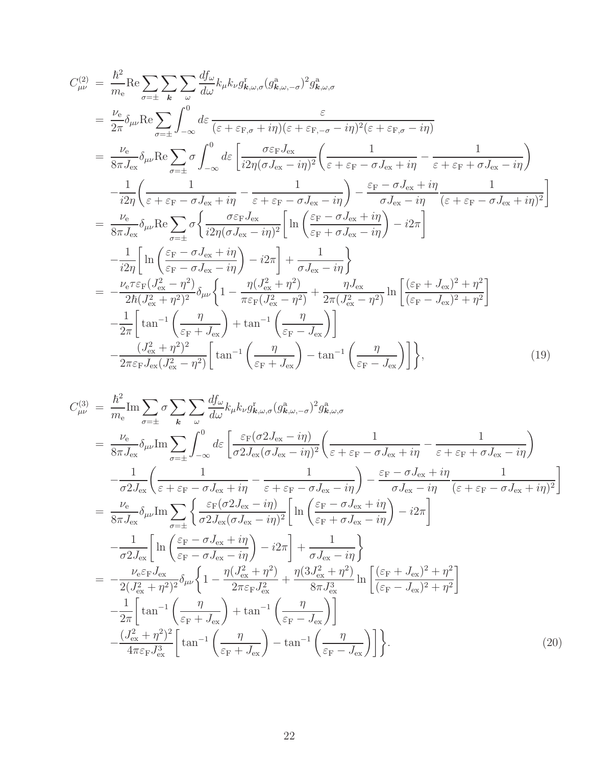$$
\begin{aligned}
C^{(2)}_{\mu\nu} &= \frac{\hbar^2}{m_{\rm e}}{\rm Re}\sum_{\sigma=\pm}\sum_{\boldsymbol{k}}\sum_{\omega}\frac{df_\omega}{d\omega}k_\mu k_\nu g^{\rm r}_{\boldsymbol{k},\omega,\sigma}(g^{\rm a}_{\boldsymbol{k},\omega,-\sigma})^2 g^{\rm a}_{\boldsymbol{k},\omega,\sigma} \\
&= \frac{\nu_{\rm e}}{2\pi}\delta_{\mu\nu}{\rm Re}\sum_{\sigma=\pm}\int_{-\infty}^{0}d\varepsilon\,\frac{\varepsilon}{(\varepsilon+\varepsilon_{{\rm F},\sigma}+i\eta)(\varepsilon+\varepsilon_{{\rm F},-\sigma}-i\eta)^2(\varepsilon+\varepsilon_{{\rm F},\sigma}-i\eta)} \\
&= \frac{\nu_{\rm e}}{8\pi J_{\rm ex}}\delta_{\mu\nu}{\rm Re}\sum_{\sigma=\pm}\sigma\int_{-\infty}^{0}d\varepsilon\left[\frac{\sigma\varepsilon_{\rm F}J_{\rm ex}}{i2\eta(\sigma J_{\rm ex}-i\eta)^2}\left(\frac{1}{\varepsilon+\varepsilon_{\rm F}-\sigma J_{\rm ex}+i\eta}-\frac{1}{\varepsilon+\varepsilon_{\rm F}+\sigma J_{\rm ex}-i\eta}\right)\right. \\
&\quad\left.-\frac{1}{i2\eta}\left(\frac{1}{\varepsilon+\varepsilon_{\rm F}-\sigma J_{\rm ex}+i\eta}-\frac{1}{\varepsilon+\varepsilon_{\rm F}-\sigma J_{\rm ex}-i\eta}\right)-\frac{\varepsilon_{\rm F}-\sigma J_{\rm ex}+i\eta}{\sigma J_{\rm ex}-i\eta}\frac{1}{(\varepsilon+\varepsilon_{\rm F}-\sigma J_{\rm ex}+i\eta)^2}\right] \\
&= \frac{\nu_{\rm e}}{8\pi J_{\rm ex}}\delta_{\mu\nu}{\rm Re}\sum_{\sigma=\pm}\sigma\left\{\frac{\sigma\varepsilon_{\rm F}J_{\rm ex}}{i2\eta(\sigma J_{\rm ex}-i\eta)^2}\left[\ln\left(\frac{\varepsilon_{\rm F}-\sigma J_{\rm ex}+i\eta}{\varepsilon_{\rm F}+\sigma J_{\rm ex}-i\eta}\right)-i2\pi\right]\right. \\
&\quad\left.-\frac{1}{i2\eta}\left[\ln\left(\frac{\varepsilon_{\rm F}-\sigma J_{\rm ex}+i\eta}{\varepsilon_{\rm F}-\sigma J_{\rm ex}-i\eta}\right)-i2\pi\right]+\frac{1}{\sigma J_{\rm ex}-i\eta}\right\} \\
&= -\frac{\nu_{\rm e}\tau\varepsilon_{\rm F}(J_{\rm ex}^2-\eta^2)}{2\hbar(J_{\rm ex}^2+\eta^2)^2}\delta_{\mu\nu}\left\{1-\frac{\eta(J_{\rm ex}^2+\eta^2)}{\pi\varepsilon_{\rm F}(J_{\rm ex}^2-\eta^2)}+\frac{\eta J_{\rm ex}}{2\pi(J_{\rm ex}^2-\eta^2)}\ln\left[\frac{(\varepsilon_{\rm F}+J_{\rm ex})^2+\eta^2}{(\varepsilon_{\rm F}-J_{\rm ex})^2+\eta^2}\right]\right. \\
&\quad -\frac{1}{2\pi}\left[\tan^{-1}\left(\frac{\eta}{\varepsilon_{\rm F}+J_{\rm ex}}\right)+\tan^{-1}\left(\frac{\eta}{\varepsilon_{\rm F}-J_{\rm ex}}\right)\right] \\
&\quad\left.-\frac{(J_{\rm ex}^2+\eta^2)^2}{2\pi\varepsilon_{\rm F}J_{\rm ex}(J_{\rm ex}^2-\eta^2)}\left[\tan^{-1}\left(\frac{\eta}{\varepsilon_{\rm F}+J_{\rm ex}}\right)-\tan^{-1}\left(\frac{\eta}{\varepsilon_{\rm F}-J_{\rm ex}}\right)\right]\right\}, \qquad (19)
\end{aligned}
$$

$$
\begin{aligned}
C^{(3)}_{\mu\nu} &= \frac{\hbar^2}{m_{\rm e}}{\rm Im}\sum_{\sigma=\pm}\sigma\sum_{\boldsymbol{k}}\sum_{\omega}\frac{df_\omega}{d\omega}k_\mu k_\nu g^{\rm r}_{\boldsymbol{k},\omega,\sigma}(g^{\rm a}_{\boldsymbol{k},\omega,-\sigma})^2 g^{\rm a}_{\boldsymbol{k},\omega,\sigma} \\
&= \frac{\nu_{\rm e}}{8\pi J_{\rm ex}}\delta_{\mu\nu}{\rm Im}\sum_{\sigma=\pm}\int_{-\infty}^{0}d\varepsilon\left[\frac{\varepsilon_{\rm F}(\sigma 2J_{\rm ex}-i\eta)}{\sigma 2J_{\rm ex}(\sigma J_{\rm ex}-i\eta)^2}\left(\frac{1}{\varepsilon+\varepsilon_{\rm F}-\sigma J_{\rm ex}+i\eta}-\frac{1}{\varepsilon+\varepsilon_{\rm F}+\sigma J_{\rm ex}-i\eta}\right)\right. \\
&\quad\left.-\frac{1}{\sigma 2J_{\rm ex}}\left(\frac{1}{\varepsilon+\varepsilon_{\rm F}-\sigma J_{\rm ex}+i\eta}-\frac{1}{\varepsilon+\varepsilon_{\rm F}-\sigma J_{\rm ex}-i\eta}\right)-\frac{\varepsilon_{\rm F}-\sigma J_{\rm ex}+i\eta}{\sigma J_{\rm ex}-i\eta}\frac{1}{(\varepsilon+\varepsilon_{\rm F}-\sigma J_{\rm ex}+i\eta)^2}\right] \\
&= \frac{\nu_{\rm e}}{8\pi J_{\rm ex}}\delta_{\mu\nu}{\rm Im}\sum_{\sigma=\pm}\left\{\frac{\varepsilon_{\rm F}(\sigma 2J_{\rm ex}-i\eta)}{\sigma 2J_{\rm ex}(\sigma J_{\rm ex}-i\eta)^2}\left[\ln\left(\frac{\varepsilon_{\rm F}-\sigma J_{\rm ex}+i\eta}{\varepsilon_{\rm F}+\sigma J_{\rm ex}-i\eta}\right)-i2\pi\right]\right. \\
&\quad\left.-\frac{1}{\sigma 2J_{\rm ex}}\left[\ln\left(\frac{\varepsilon_{\rm F}-\sigma J_{\rm ex}+i\eta}{\varepsilon_{\rm F}-\sigma J_{\rm ex}-i\eta}\right)-i2\pi\right]+\frac{1}{\sigma J_{\rm ex}-i\eta}\right\} \\
&= -\frac{\nu_{\rm e}\varepsilon_{\rm F}J_{\rm ex}}{2(J_{\rm ex}^2+\eta^2)^2}\delta_{\mu\nu}\left\{1-\frac{\eta(J_{\rm ex}^2+\eta^2)}{2\pi\varepsilon_{\rm F}J_{\rm ex}^2}+\frac{\eta(3J_{\rm ex}^2+\eta^2)}{8\pi J_{\rm ex}^3}\ln\left[\frac{(\varepsilon_{\rm F}+J_{\rm ex})^2+\eta^2}{(\varepsilon_{\rm F}-J_{\rm ex})^2+\eta^2}\right]\right. \\
&\quad -\frac{1}{2\pi}\left[\tan^{-1}\left(\frac{\eta}{\varepsilon_{\rm F}+J_{\rm ex}}\right)+\tan^{-1}\left(\frac{\eta}{\varepsilon_{\rm F}-J_{\rm ex}}\right)\right] \\
&\quad\left.-\frac{(J_{\rm ex}^2+\eta^2)^2}{4\pi\varepsilon_{\rm F}J_{\rm ex}^3}\left[\tan^{-1}\left(\frac{\eta}{\varepsilon_{\rm F}+J_{\rm ex}}\right)-\tan^{-1}\left(\frac{\eta}{\varepsilon_{\rm F}-J_{\rm ex}}\right)\right]\right\}. \qquad (20)
\end{aligned}
$$